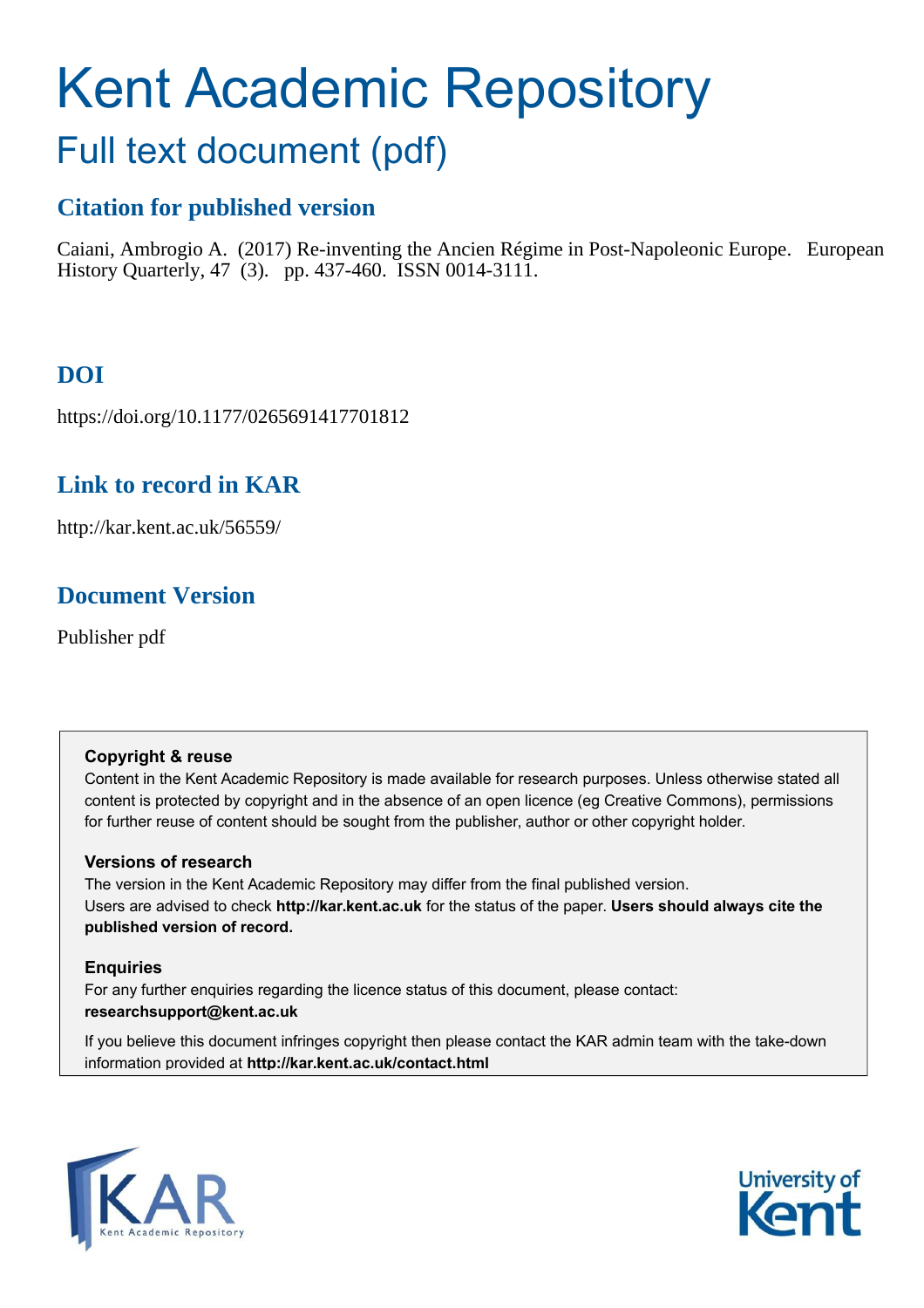# Kent Academic Repository

## Full text document (pdf)

### Citation for published version

Caiani, Ambrogio A. (2017) Re-inventing the Ancien Régime in Post-Napoleonic Europe. European History Quarterly, 47 (3). pp. 437-460. ISSN 0014-3111.

### DOI

https://doi.org/10.1177/0265691417701812

### Link to record in KAR

http://kar.kent.ac.uk/56559/

### Document Version

Publisher pdf

**Copyright & reuse**

Content in the Kent Academic Repository is made available for research purposes. Unless otherwise stated all content is protected by copyright and in the absence of an open licence (eg Creative Commons), permissions for further reuse of content should be sought from the publisher, author or other copyright holder.

**Versions of research**

The version in the Kent Academic Repository may differ from the final published version. Users are advised to check **http://kar.kent.ac.uk** for the status of the paper. **Users should always cite the published version of record.**

**Enquiries**

For any further enquiries regarding the licence status of this document, please contact: **researchsupport@kent.ac.uk**

If you believe this document infringes copyright then please contact the KAR admin team with the take-down information provided at **http://kar.kent.ac.uk/contact.html**

KAR Kent Academic Repository

University of Kent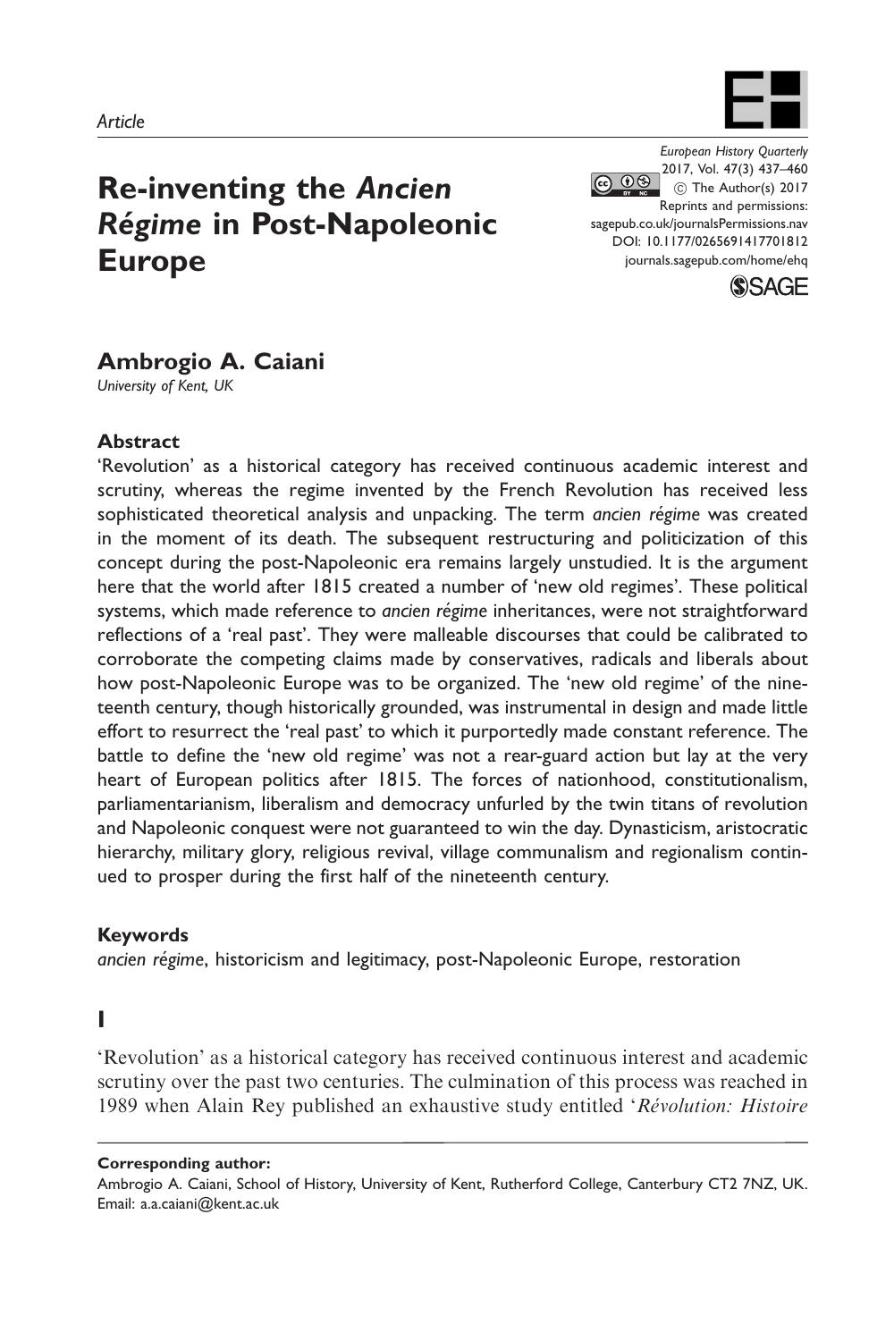Article

# Re-inventing the *Ancien Régime* in Post-Napoleonic Europe

## Ambrogio A. Caiani

*University of Kent, UK*

### Abstract

'Revolution' as a historical category has received continuous academic interest and scrutiny, whereas the regime invented by the French Revolution has received less sophisticated theoretical analysis and unpacking. The term *ancien régime* was created in the moment of its death. The subsequent restructuring and politicization of this concept during the post-Napoleonic era remains largely unstudied. It is the argument here that the world after 1815 created a number of 'new old regimes'. These political systems, which made reference to *ancien régime* inheritances, were not straightforward reflections of a 'real past'. They were malleable discourses that could be calibrated to corroborate the competing claims made by conservatives, radicals and liberals about how post-Napoleonic Europe was to be organized. The 'new old regime' of the nineteenth century, though historically grounded, was instrumental in design and made little effort to resurrect the 'real past' to which it purportedly made constant reference. The battle to define the 'new old regime' was not a rear-guard action but lay at the very heart of European politics after 1815. The forces of nationhood, constitutionalism, parliamentarianism, liberalism and democracy unfurled by the twin titans of revolution and Napoleonic conquest were not guaranteed to win the day. Dynasticism, aristocratic hierarchy, military glory, religious revival, village communalism and regionalism continued to prosper during the first half of the nineteenth century.

### Keywords

*ancien régime*, historicism and legitimacy, post-Napoleonic Europe, restoration

## I

'Revolution' as a historical category has received continuous interest and academic scrutiny over the past two centuries. The culmination of this process was reached in 1989 when Alain Rey published an exhaustive study entitled '*Révolution: Histoire*

**Corresponding author:**
Ambrogio A. Caiani, School of History, University of Kent, Rutherford College, Canterbury CT2 7NZ, UK.
Email: a.a.caiani@kent.ac.uk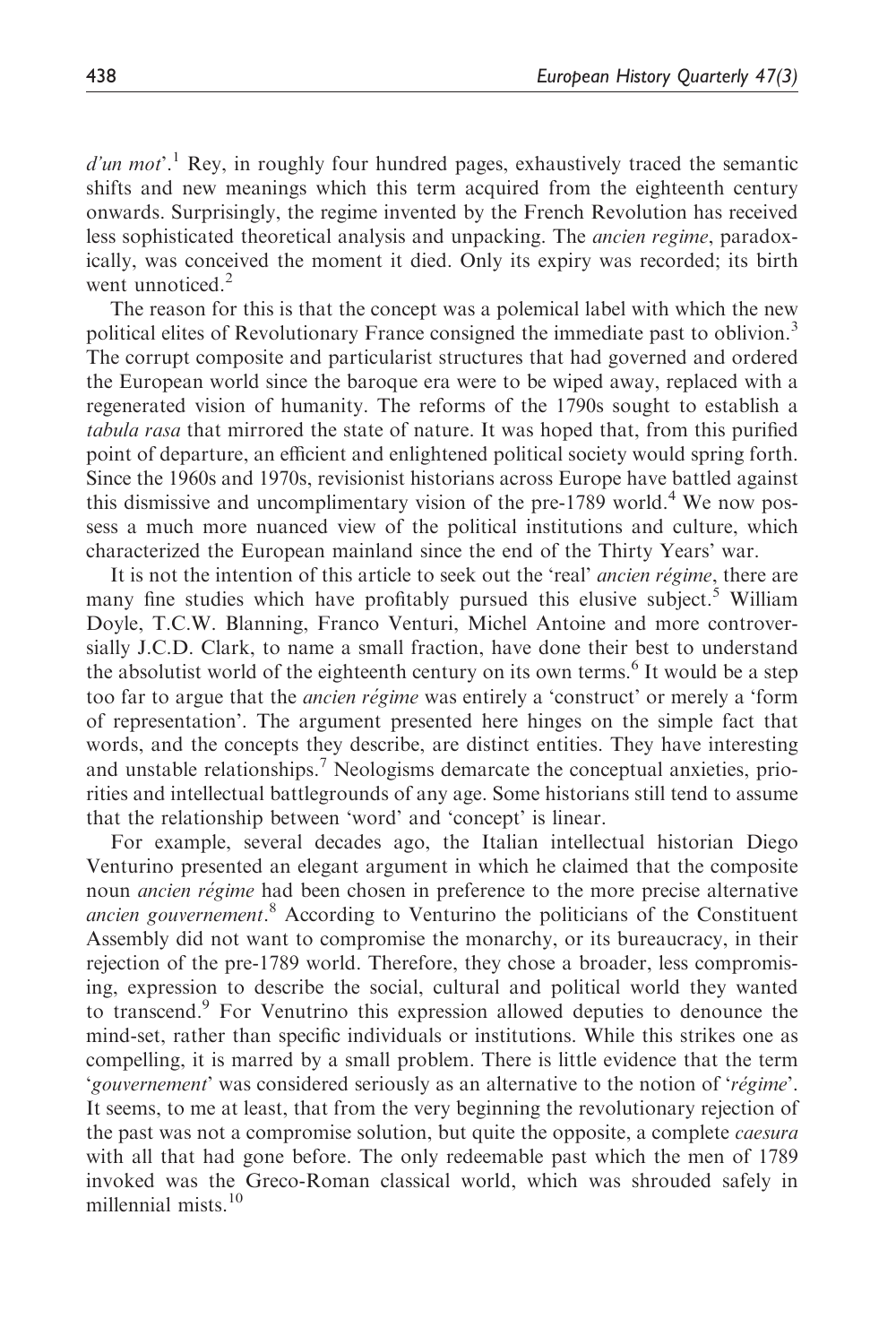*d'un mot*'.[1] Rey, in roughly four hundred pages, exhaustively traced the semantic shifts and new meanings which this term acquired from the eighteenth century onwards. Surprisingly, the regime invented by the French Revolution has received less sophisticated theoretical analysis and unpacking. The *ancien regime*, paradoxically, was conceived the moment it died. Only its expiry was recorded; its birth went unnoticed.[2]

The reason for this is that the concept was a polemical label with which the new political elites of Revolutionary France consigned the immediate past to oblivion.[3] The corrupt composite and particularist structures that had governed and ordered the European world since the baroque era were to be wiped away, replaced with a regenerated vision of humanity. The reforms of the 1790s sought to establish a *tabula rasa* that mirrored the state of nature. It was hoped that, from this purified point of departure, an efficient and enlightened political society would spring forth. Since the 1960s and 1970s, revisionist historians across Europe have battled against this dismissive and uncomplimentary vision of the pre-1789 world.[4] We now possess a much more nuanced view of the political institutions and culture, which characterized the European mainland since the end of the Thirty Years' war.

It is not the intention of this article to seek out the 'real' *ancien régime*, there are many fine studies which have profitably pursued this elusive subject.[5] William Doyle, T.C.W. Blanning, Franco Venturi, Michel Antoine and more controversially J.C.D. Clark, to name a small fraction, have done their best to understand the absolutist world of the eighteenth century on its own terms.[6] It would be a step too far to argue that the *ancien régime* was entirely a 'construct' or merely a 'form of representation'. The argument presented here hinges on the simple fact that words, and the concepts they describe, are distinct entities. They have interesting and unstable relationships.[7] Neologisms demarcate the conceptual anxieties, priorities and intellectual battlegrounds of any age. Some historians still tend to assume that the relationship between 'word' and 'concept' is linear.

For example, several decades ago, the Italian intellectual historian Diego Venturino presented an elegant argument in which he claimed that the composite noun *ancien régime* had been chosen in preference to the more precise alternative *ancien gouvernement*.[8] According to Venturino the politicians of the Constituent Assembly did not want to compromise the monarchy, or its bureaucracy, in their rejection of the pre-1789 world. Therefore, they chose a broader, less compromising, expression to describe the social, cultural and political world they wanted to transcend.[9] For Venutrino this expression allowed deputies to denounce the mind-set, rather than specific individuals or institutions. While this strikes one as compelling, it is marred by a small problem. There is little evidence that the term '*gouvernement*' was considered seriously as an alternative to the notion of '*régime*'. It seems, to me at least, that from the very beginning the revolutionary rejection of the past was not a compromise solution, but quite the opposite, a complete *caesura* with all that had gone before. The only redeemable past which the men of 1789 invoked was the Greco-Roman classical world, which was shrouded safely in millennial mists.[10]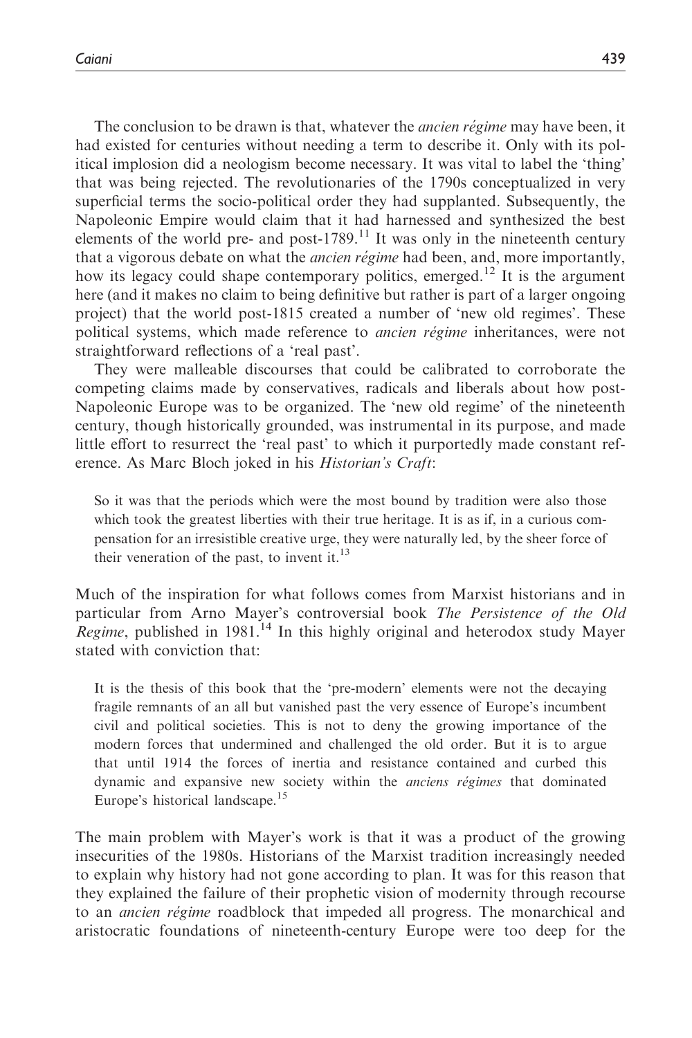The conclusion to be drawn is that, whatever the *ancien régime* may have been, it had existed for centuries without needing a term to describe it. Only with its political implosion did a neologism become necessary. It was vital to label the 'thing' that was being rejected. The revolutionaries of the 1790s conceptualized in very superficial terms the socio-political order they had supplanted. Subsequently, the Napoleonic Empire would claim that it had harnessed and synthesized the best elements of the world pre- and post-1789.[11] It was only in the nineteenth century that a vigorous debate on what the *ancien régime* had been, and, more importantly, how its legacy could shape contemporary politics, emerged.[12] It is the argument here (and it makes no claim to being definitive but rather is part of a larger ongoing project) that the world post-1815 created a number of 'new old regimes'. These political systems, which made reference to *ancien régime* inheritances, were not straightforward reflections of a 'real past'.

They were malleable discourses that could be calibrated to corroborate the competing claims made by conservatives, radicals and liberals about how post-Napoleonic Europe was to be organized. The 'new old regime' of the nineteenth century, though historically grounded, was instrumental in its purpose, and made little effort to resurrect the 'real past' to which it purportedly made constant reference. As Marc Bloch joked in his *Historian's Craft*:

> So it was that the periods which were the most bound by tradition were also those which took the greatest liberties with their true heritage. It is as if, in a curious compensation for an irresistible creative urge, they were naturally led, by the sheer force of their veneration of the past, to invent it.[13]

Much of the inspiration for what follows comes from Marxist historians and in particular from Arno Mayer's controversial book *The Persistence of the Old Regime*, published in 1981.[14] In this highly original and heterodox study Mayer stated with conviction that:

> It is the thesis of this book that the 'pre-modern' elements were not the decaying fragile remnants of an all but vanished past the very essence of Europe's incumbent civil and political societies. This is not to deny the growing importance of the modern forces that undermined and challenged the old order. But it is to argue that until 1914 the forces of inertia and resistance contained and curbed this dynamic and expansive new society within the *anciens régimes* that dominated Europe's historical landscape.[15]

The main problem with Mayer's work is that it was a product of the growing insecurities of the 1980s. Historians of the Marxist tradition increasingly needed to explain why history had not gone according to plan. It was for this reason that they explained the failure of their prophetic vision of modernity through recourse to an *ancien régime* roadblock that impeded all progress. The monarchical and aristocratic foundations of nineteenth-century Europe were too deep for the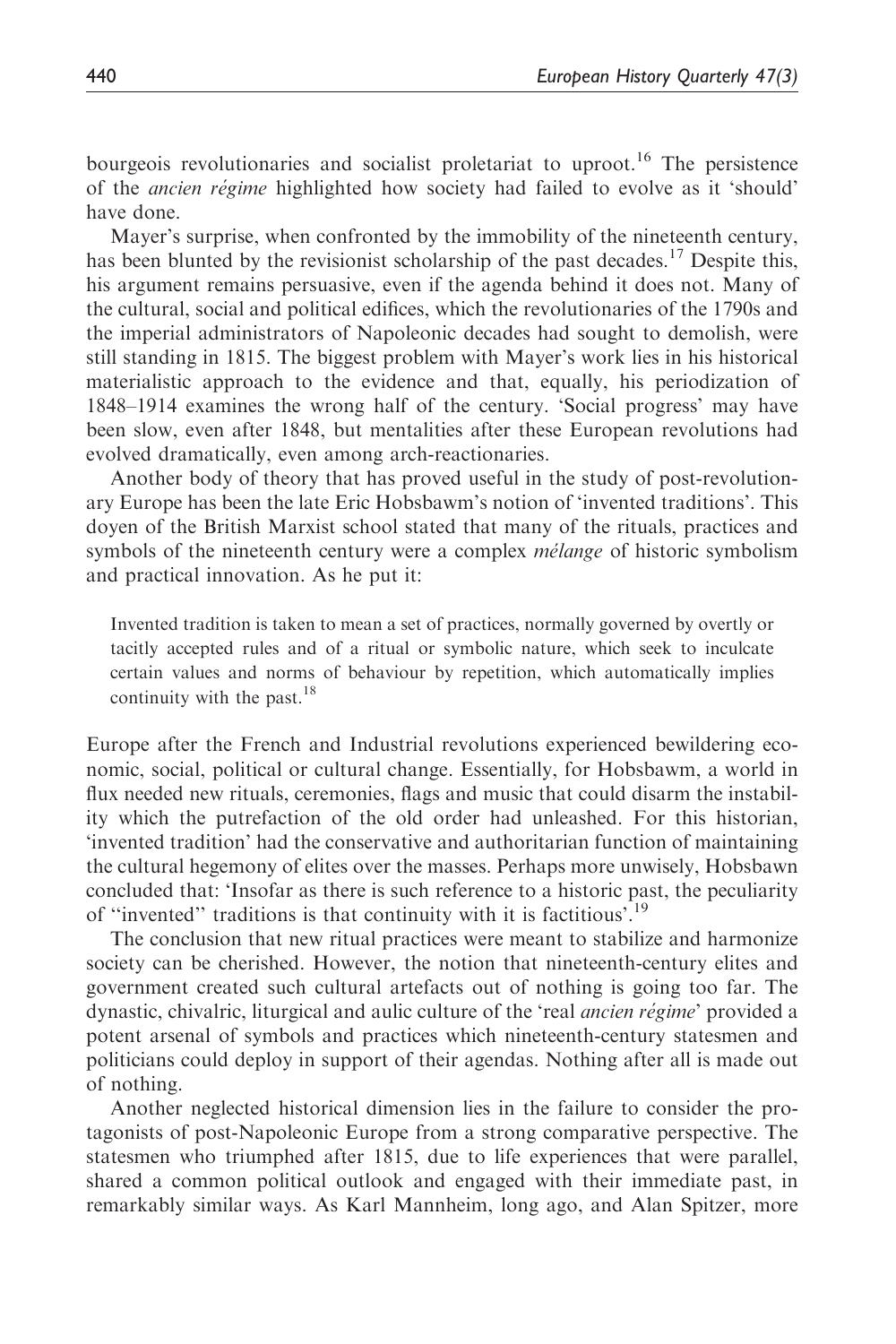bourgeois revolutionaries and socialist proletariat to uproot.[16] The persistence of the *ancien régime* highlighted how society had failed to evolve as it 'should' have done.

Mayer's surprise, when confronted by the immobility of the nineteenth century, has been blunted by the revisionist scholarship of the past decades.[17] Despite this, his argument remains persuasive, even if the agenda behind it does not. Many of the cultural, social and political edifices, which the revolutionaries of the 1790s and the imperial administrators of Napoleonic decades had sought to demolish, were still standing in 1815. The biggest problem with Mayer's work lies in his historical materialistic approach to the evidence and that, equally, his periodization of 1848–1914 examines the wrong half of the century. 'Social progress' may have been slow, even after 1848, but mentalities after these European revolutions had evolved dramatically, even among arch-reactionaries.

Another body of theory that has proved useful in the study of post-revolutionary Europe has been the late Eric Hobsbawm's notion of 'invented traditions'. This doyen of the British Marxist school stated that many of the rituals, practices and symbols of the nineteenth century were a complex *mélange* of historic symbolism and practical innovation. As he put it:

> Invented tradition is taken to mean a set of practices, normally governed by overtly or tacitly accepted rules and of a ritual or symbolic nature, which seek to inculcate certain values and norms of behaviour by repetition, which automatically implies continuity with the past.[18]

Europe after the French and Industrial revolutions experienced bewildering economic, social, political or cultural change. Essentially, for Hobsbawm, a world in flux needed new rituals, ceremonies, flags and music that could disarm the instability which the putrefaction of the old order had unleashed. For this historian, 'invented tradition' had the conservative and authoritarian function of maintaining the cultural hegemony of elites over the masses. Perhaps more unwisely, Hobsbawn concluded that: 'Insofar as there is such reference to a historic past, the peculiarity of "invented" traditions is that continuity with it is factitious'.[19]

The conclusion that new ritual practices were meant to stabilize and harmonize society can be cherished. However, the notion that nineteenth-century elites and government created such cultural artefacts out of nothing is going too far. The dynastic, chivalric, liturgical and aulic culture of the 'real *ancien régime*' provided a potent arsenal of symbols and practices which nineteenth-century statesmen and politicians could deploy in support of their agendas. Nothing after all is made out of nothing.

Another neglected historical dimension lies in the failure to consider the protagonists of post-Napoleonic Europe from a strong comparative perspective. The statesmen who triumphed after 1815, due to life experiences that were parallel, shared a common political outlook and engaged with their immediate past, in remarkably similar ways. As Karl Mannheim, long ago, and Alan Spitzer, more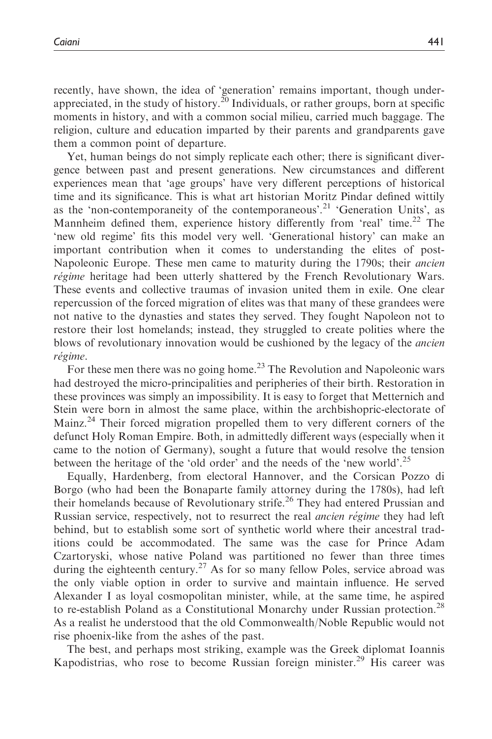recently, have shown, the idea of 'generation' remains important, though underappreciated, in the study of history.[20] Individuals, or rather groups, born at specific moments in history, and with a common social milieu, carried much baggage. The religion, culture and education imparted by their parents and grandparents gave them a common point of departure.

Yet, human beings do not simply replicate each other; there is significant divergence between past and present generations. New circumstances and different experiences mean that 'age groups' have very different perceptions of historical time and its significance. This is what art historian Moritz Pindar defined wittily as the 'non-contemporaneity of the contemporaneous'.[21] 'Generation Units', as Mannheim defined them, experience history differently from 'real' time.[22] The 'new old regime' fits this model very well. 'Generational history' can make an important contribution when it comes to understanding the elites of post-Napoleonic Europe. These men came to maturity during the 1790s; their *ancien régime* heritage had been utterly shattered by the French Revolutionary Wars. These events and collective traumas of invasion united them in exile. One clear repercussion of the forced migration of elites was that many of these grandees were not native to the dynasties and states they served. They fought Napoleon not to restore their lost homelands; instead, they struggled to create polities where the blows of revolutionary innovation would be cushioned by the legacy of the *ancien régime*.

For these men there was no going home.[23] The Revolution and Napoleonic wars had destroyed the micro-principalities and peripheries of their birth. Restoration in these provinces was simply an impossibility. It is easy to forget that Metternich and Stein were born in almost the same place, within the archbishopric-electorate of Mainz.[24] Their forced migration propelled them to very different corners of the defunct Holy Roman Empire. Both, in admittedly different ways (especially when it came to the notion of Germany), sought a future that would resolve the tension between the heritage of the 'old order' and the needs of the 'new world'.[25]

Equally, Hardenberg, from electoral Hannover, and the Corsican Pozzo di Borgo (who had been the Bonaparte family attorney during the 1780s), had left their homelands because of Revolutionary strife.[26] They had entered Prussian and Russian service, respectively, not to resurrect the real *ancien régime* they had left behind, but to establish some sort of synthetic world where their ancestral traditions could be accommodated. The same was the case for Prince Adam Czartoryski, whose native Poland was partitioned no fewer than three times during the eighteenth century.[27] As for so many fellow Poles, service abroad was the only viable option in order to survive and maintain influence. He served Alexander I as loyal cosmopolitan minister, while, at the same time, he aspired to re-establish Poland as a Constitutional Monarchy under Russian protection.[28] As a realist he understood that the old Commonwealth/Noble Republic would not rise phoenix-like from the ashes of the past.

The best, and perhaps most striking, example was the Greek diplomat Ioannis Kapodistrias, who rose to become Russian foreign minister.[29] His career was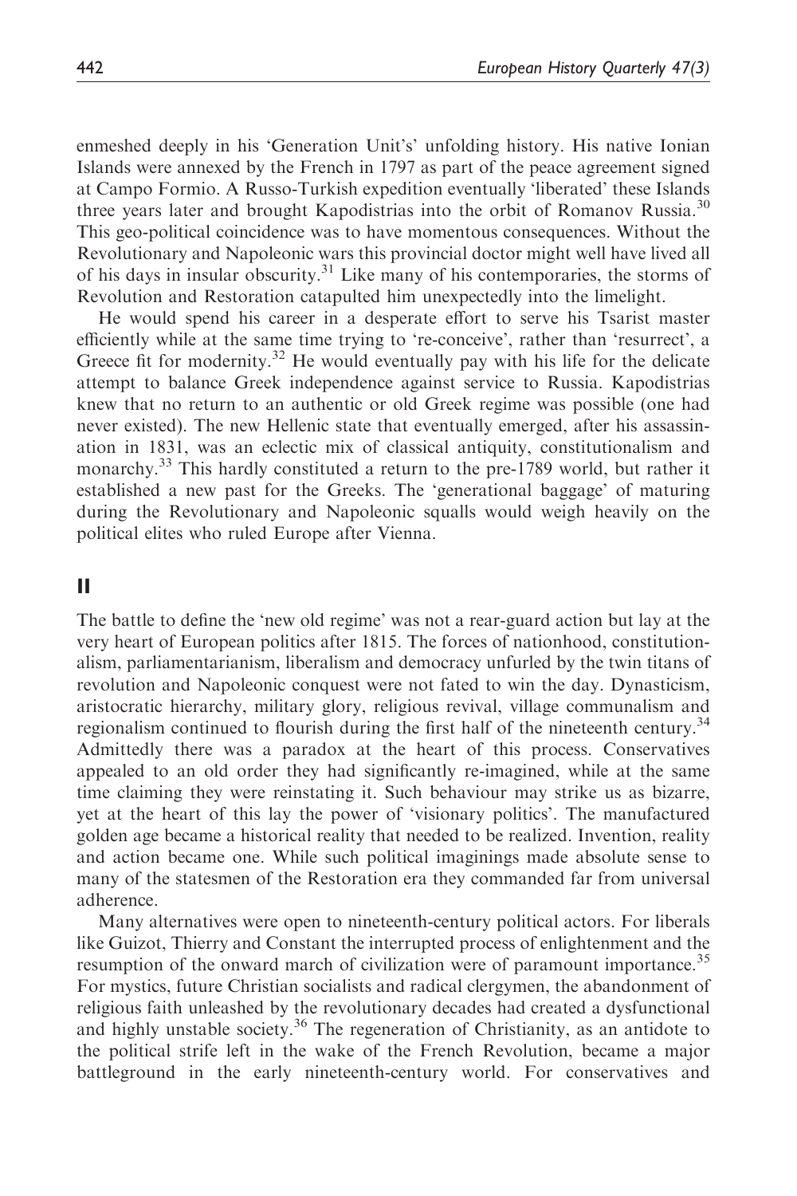enmeshed deeply in his 'Generation Unit's' unfolding history. His native Ionian Islands were annexed by the French in 1797 as part of the peace agreement signed at Campo Formio. A Russo-Turkish expedition eventually 'liberated' these Islands three years later and brought Kapodistrias into the orbit of Romanov Russia.[30] This geo-political coincidence was to have momentous consequences. Without the Revolutionary and Napoleonic wars this provincial doctor might well have lived all of his days in insular obscurity.[31] Like many of his contemporaries, the storms of Revolution and Restoration catapulted him unexpectedly into the limelight.

He would spend his career in a desperate effort to serve his Tsarist master efficiently while at the same time trying to 're-conceive', rather than 'resurrect', a Greece fit for modernity.[32] He would eventually pay with his life for the delicate attempt to balance Greek independence against service to Russia. Kapodistrias knew that no return to an authentic or old Greek regime was possible (one had never existed). The new Hellenic state that eventually emerged, after his assassination in 1831, was an eclectic mix of classical antiquity, constitutionalism and monarchy.[33] This hardly constituted a return to the pre-1789 world, but rather it established a new past for the Greeks. The 'generational baggage' of maturing during the Revolutionary and Napoleonic squalls would weigh heavily on the political elites who ruled Europe after Vienna.

## II

The battle to define the 'new old regime' was not a rear-guard action but lay at the very heart of European politics after 1815. The forces of nationhood, constitutionalism, parliamentarianism, liberalism and democracy unfurled by the twin titans of revolution and Napoleonic conquest were not fated to win the day. Dynasticism, aristocratic hierarchy, military glory, religious revival, village communalism and regionalism continued to flourish during the first half of the nineteenth century.[34] Admittedly there was a paradox at the heart of this process. Conservatives appealed to an old order they had significantly re-imagined, while at the same time claiming they were reinstating it. Such behaviour may strike us as bizarre, yet at the heart of this lay the power of 'visionary politics'. The manufactured golden age became a historical reality that needed to be realized. Invention, reality and action became one. While such political imaginings made absolute sense to many of the statesmen of the Restoration era they commanded far from universal adherence.

Many alternatives were open to nineteenth-century political actors. For liberals like Guizot, Thierry and Constant the interrupted process of enlightenment and the resumption of the onward march of civilization were of paramount importance.[35] For mystics, future Christian socialists and radical clergymen, the abandonment of religious faith unleashed by the revolutionary decades had created a dysfunctional and highly unstable society.[36] The regeneration of Christianity, as an antidote to the political strife left in the wake of the French Revolution, became a major battleground in the early nineteenth-century world. For conservatives and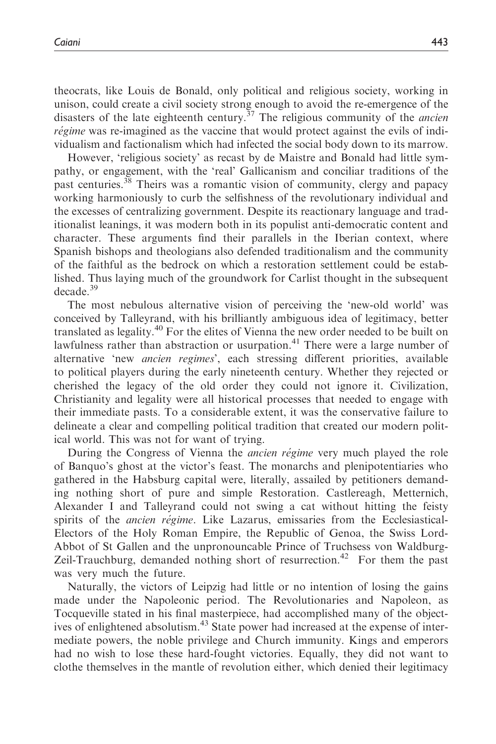theocrats, like Louis de Bonald, only political and religious society, working in unison, could create a civil society strong enough to avoid the re-emergence of the disasters of the late eighteenth century.[37] The religious community of the *ancien régime* was re-imagined as the vaccine that would protect against the evils of individualism and factionalism which had infected the social body down to its marrow.

However, 'religious society' as recast by de Maistre and Bonald had little sympathy, or engagement, with the 'real' Gallicanism and conciliar traditions of the past centuries.[38] Theirs was a romantic vision of community, clergy and papacy working harmoniously to curb the selfishness of the revolutionary individual and the excesses of centralizing government. Despite its reactionary language and traditionalist leanings, it was modern both in its populist anti-democratic content and character. These arguments find their parallels in the Iberian context, where Spanish bishops and theologians also defended traditionalism and the community of the faithful as the bedrock on which a restoration settlement could be established. Thus laying much of the groundwork for Carlist thought in the subsequent decade.[39]

The most nebulous alternative vision of perceiving the 'new-old world' was conceived by Talleyrand, with his brilliantly ambiguous idea of legitimacy, better translated as legality.[40] For the elites of Vienna the new order needed to be built on lawfulness rather than abstraction or usurpation.[41] There were a large number of alternative 'new *ancien regimes*', each stressing different priorities, available to political players during the early nineteenth century. Whether they rejected or cherished the legacy of the old order they could not ignore it. Civilization, Christianity and legality were all historical processes that needed to engage with their immediate pasts. To a considerable extent, it was the conservative failure to delineate a clear and compelling political tradition that created our modern political world. This was not for want of trying.

During the Congress of Vienna the *ancien régime* very much played the role of Banquo's ghost at the victor's feast. The monarchs and plenipotentiaries who gathered in the Habsburg capital were, literally, assailed by petitioners demanding nothing short of pure and simple Restoration. Castlereagh, Metternich, Alexander I and Talleyrand could not swing a cat without hitting the feisty spirits of the *ancien régime*. Like Lazarus, emissaries from the Ecclesiastical-Electors of the Holy Roman Empire, the Republic of Genoa, the Swiss Lord-Abbot of St Gallen and the unpronouncable Prince of Truchsess von Waldburg-Zeil-Trauchburg, demanded nothing short of resurrection.[42] For them the past was very much the future.

Naturally, the victors of Leipzig had little or no intention of losing the gains made under the Napoleonic period. The Revolutionaries and Napoleon, as Tocqueville stated in his final masterpiece, had accomplished many of the objectives of enlightened absolutism.[43] State power had increased at the expense of intermediate powers, the noble privilege and Church immunity. Kings and emperors had no wish to lose these hard-fought victories. Equally, they did not want to clothe themselves in the mantle of revolution either, which denied their legitimacy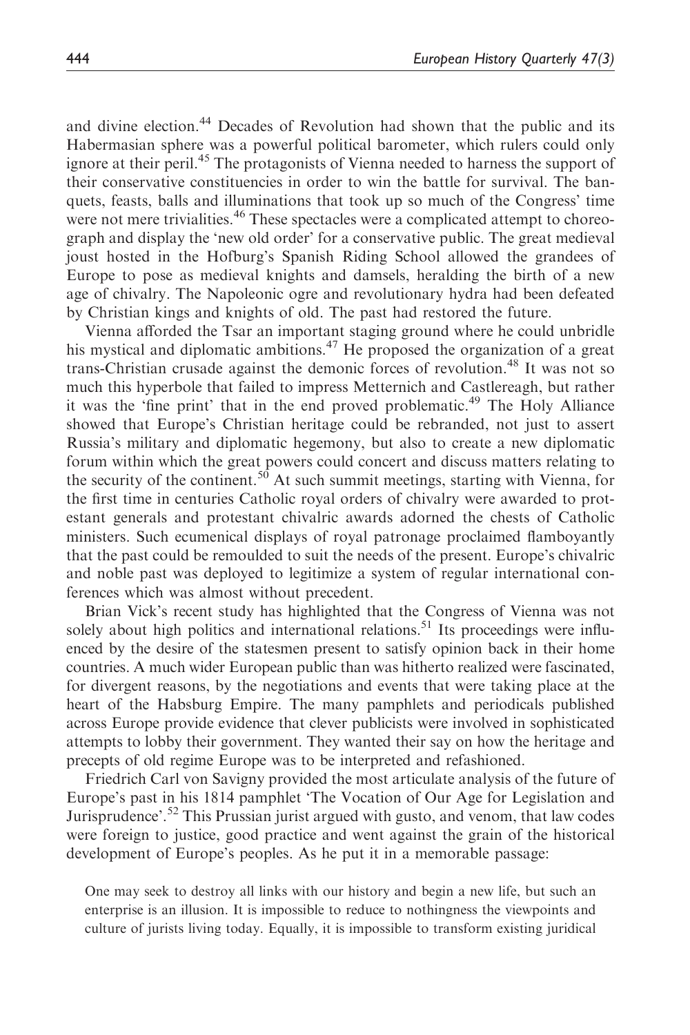and divine election.[44] Decades of Revolution had shown that the public and its Habermasian sphere was a powerful political barometer, which rulers could only ignore at their peril.[45] The protagonists of Vienna needed to harness the support of their conservative constituencies in order to win the battle for survival. The banquets, feasts, balls and illuminations that took up so much of the Congress' time were not mere trivialities.[46] These spectacles were a complicated attempt to choreograph and display the 'new old order' for a conservative public. The great medieval joust hosted in the Hofburg's Spanish Riding School allowed the grandees of Europe to pose as medieval knights and damsels, heralding the birth of a new age of chivalry. The Napoleonic ogre and revolutionary hydra had been defeated by Christian kings and knights of old. The past had restored the future.

Vienna afforded the Tsar an important staging ground where he could unbridle his mystical and diplomatic ambitions.[47] He proposed the organization of a great trans-Christian crusade against the demonic forces of revolution.[48] It was not so much this hyperbole that failed to impress Metternich and Castlereagh, but rather it was the 'fine print' that in the end proved problematic.[49] The Holy Alliance showed that Europe's Christian heritage could be rebranded, not just to assert Russia's military and diplomatic hegemony, but also to create a new diplomatic forum within which the great powers could concert and discuss matters relating to the security of the continent.[50] At such summit meetings, starting with Vienna, for the first time in centuries Catholic royal orders of chivalry were awarded to protestant generals and protestant chivalric awards adorned the chests of Catholic ministers. Such ecumenical displays of royal patronage proclaimed flamboyantly that the past could be remoulded to suit the needs of the present. Europe's chivalric and noble past was deployed to legitimize a system of regular international conferences which was almost without precedent.

Brian Vick's recent study has highlighted that the Congress of Vienna was not solely about high politics and international relations.[51] Its proceedings were influenced by the desire of the statesmen present to satisfy opinion back in their home countries. A much wider European public than was hitherto realized were fascinated, for divergent reasons, by the negotiations and events that were taking place at the heart of the Habsburg Empire. The many pamphlets and periodicals published across Europe provide evidence that clever publicists were involved in sophisticated attempts to lobby their government. They wanted their say on how the heritage and precepts of old regime Europe was to be interpreted and refashioned.

Friedrich Carl von Savigny provided the most articulate analysis of the future of Europe's past in his 1814 pamphlet 'The Vocation of Our Age for Legislation and Jurisprudence'.[52] This Prussian jurist argued with gusto, and venom, that law codes were foreign to justice, good practice and went against the grain of the historical development of Europe's peoples. As he put it in a memorable passage:

> One may seek to destroy all links with our history and begin a new life, but such an enterprise is an illusion. It is impossible to reduce to nothingness the viewpoints and culture of jurists living today. Equally, it is impossible to transform existing juridical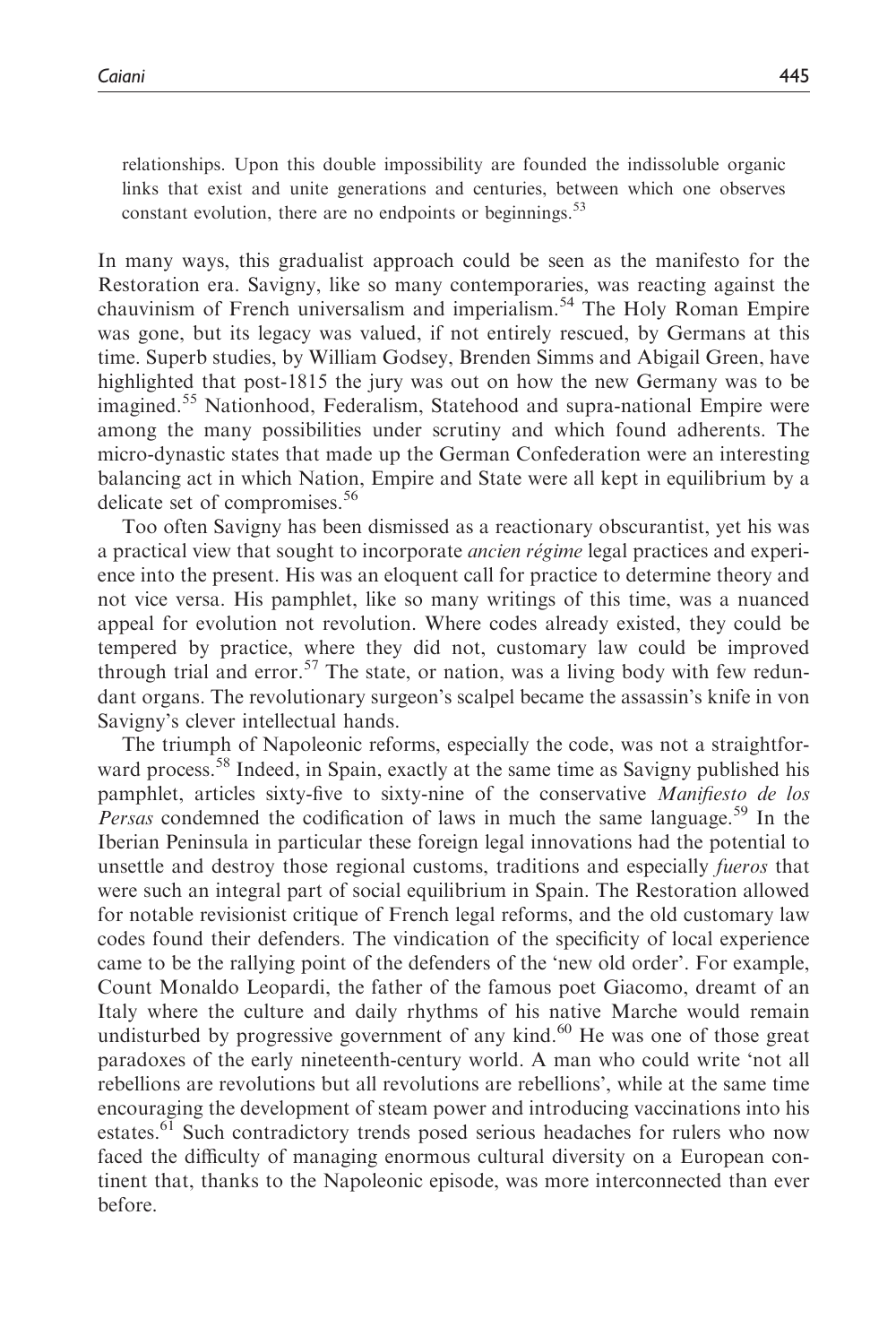> relationships. Upon this double impossibility are founded the indissoluble organic links that exist and unite generations and centuries, between which one observes constant evolution, there are no endpoints or beginnings.[53]

In many ways, this gradualist approach could be seen as the manifesto for the Restoration era. Savigny, like so many contemporaries, was reacting against the chauvinism of French universalism and imperialism.[54] The Holy Roman Empire was gone, but its legacy was valued, if not entirely rescued, by Germans at this time. Superb studies, by William Godsey, Brenden Simms and Abigail Green, have highlighted that post-1815 the jury was out on how the new Germany was to be imagined.[55] Nationhood, Federalism, Statehood and supra-national Empire were among the many possibilities under scrutiny and which found adherents. The micro-dynastic states that made up the German Confederation were an interesting balancing act in which Nation, Empire and State were all kept in equilibrium by a delicate set of compromises.[56]

Too often Savigny has been dismissed as a reactionary obscurantist, yet his was a practical view that sought to incorporate *ancien régime* legal practices and experience into the present. His was an eloquent call for practice to determine theory and not vice versa. His pamphlet, like so many writings of this time, was a nuanced appeal for evolution not revolution. Where codes already existed, they could be tempered by practice, where they did not, customary law could be improved through trial and error.[57] The state, or nation, was a living body with few redundant organs. The revolutionary surgeon's scalpel became the assassin's knife in von Savigny's clever intellectual hands.

The triumph of Napoleonic reforms, especially the code, was not a straightforward process.[58] Indeed, in Spain, exactly at the same time as Savigny published his pamphlet, articles sixty-five to sixty-nine of the conservative *Manifiesto de los Persas* condemned the codification of laws in much the same language.[59] In the Iberian Peninsula in particular these foreign legal innovations had the potential to unsettle and destroy those regional customs, traditions and especially *fueros* that were such an integral part of social equilibrium in Spain. The Restoration allowed for notable revisionist critique of French legal reforms, and the old customary law codes found their defenders. The vindication of the specificity of local experience came to be the rallying point of the defenders of the 'new old order'. For example, Count Monaldo Leopardi, the father of the famous poet Giacomo, dreamt of an Italy where the culture and daily rhythms of his native Marche would remain undisturbed by progressive government of any kind.[60] He was one of those great paradoxes of the early nineteenth-century world. A man who could write 'not all rebellions are revolutions but all revolutions are rebellions', while at the same time encouraging the development of steam power and introducing vaccinations into his estates.[61] Such contradictory trends posed serious headaches for rulers who now faced the difficulty of managing enormous cultural diversity on a European continent that, thanks to the Napoleonic episode, was more interconnected than ever before.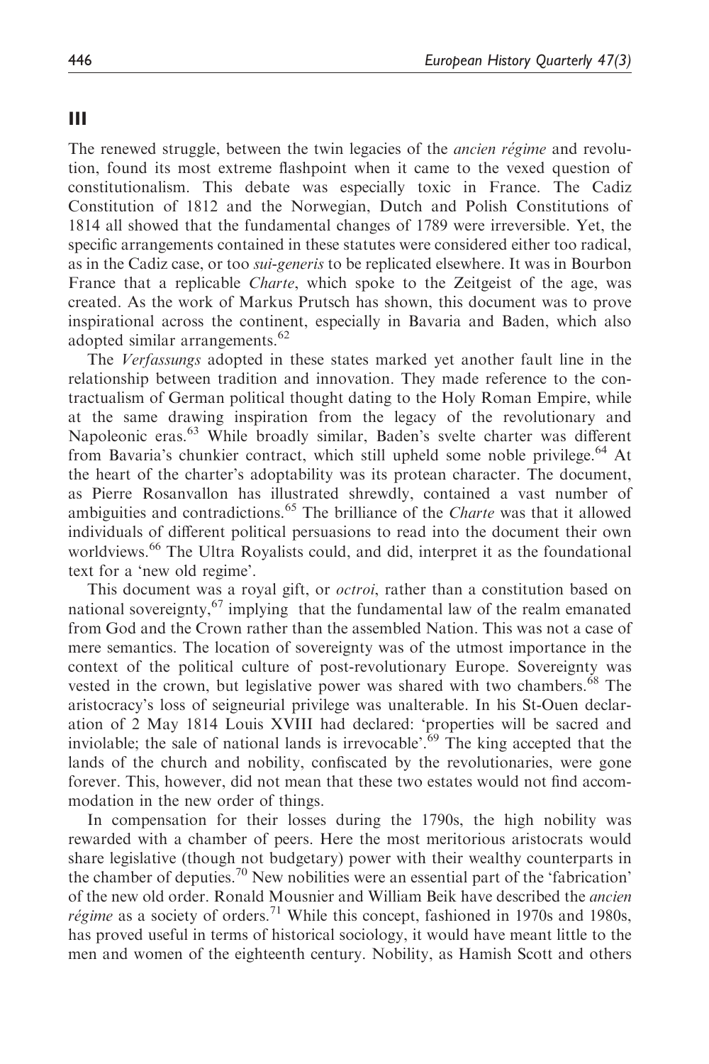## III

The renewed struggle, between the twin legacies of the *ancien régime* and revolution, found its most extreme flashpoint when it came to the vexed question of constitutionalism. This debate was especially toxic in France. The Cadiz Constitution of 1812 and the Norwegian, Dutch and Polish Constitutions of 1814 all showed that the fundamental changes of 1789 were irreversible. Yet, the specific arrangements contained in these statutes were considered either too radical, as in the Cadiz case, or too *sui-generis* to be replicated elsewhere. It was in Bourbon France that a replicable *Charte*, which spoke to the Zeitgeist of the age, was created. As the work of Markus Prutsch has shown, this document was to prove inspirational across the continent, especially in Bavaria and Baden, which also adopted similar arrangements.[62]

The *Verfassungs* adopted in these states marked yet another fault line in the relationship between tradition and innovation. They made reference to the contractualism of German political thought dating to the Holy Roman Empire, while at the same drawing inspiration from the legacy of the revolutionary and Napoleonic eras.[63] While broadly similar, Baden's svelte charter was different from Bavaria's chunkier contract, which still upheld some noble privilege.[64] At the heart of the charter's adoptability was its protean character. The document, as Pierre Rosanvallon has illustrated shrewdly, contained a vast number of ambiguities and contradictions.[65] The brilliance of the *Charte* was that it allowed individuals of different political persuasions to read into the document their own worldviews.[66] The Ultra Royalists could, and did, interpret it as the foundational text for a 'new old regime'.

This document was a royal gift, or *octroi*, rather than a constitution based on national sovereignty,[67] implying that the fundamental law of the realm emanated from God and the Crown rather than the assembled Nation. This was not a case of mere semantics. The location of sovereignty was of the utmost importance in the context of the political culture of post-revolutionary Europe. Sovereignty was vested in the crown, but legislative power was shared with two chambers.[68] The aristocracy's loss of seigneurial privilege was unalterable. In his St-Ouen declaration of 2 May 1814 Louis XVIII had declared: 'properties will be sacred and inviolable; the sale of national lands is irrevocable'.[69] The king accepted that the lands of the church and nobility, confiscated by the revolutionaries, were gone forever. This, however, did not mean that these two estates would not find accommodation in the new order of things.

In compensation for their losses during the 1790s, the high nobility was rewarded with a chamber of peers. Here the most meritorious aristocrats would share legislative (though not budgetary) power with their wealthy counterparts in the chamber of deputies.[70] New nobilities were an essential part of the 'fabrication' of the new old order. Ronald Mousnier and William Beik have described the *ancien régime* as a society of orders.[71] While this concept, fashioned in 1970s and 1980s, has proved useful in terms of historical sociology, it would have meant little to the men and women of the eighteenth century. Nobility, as Hamish Scott and others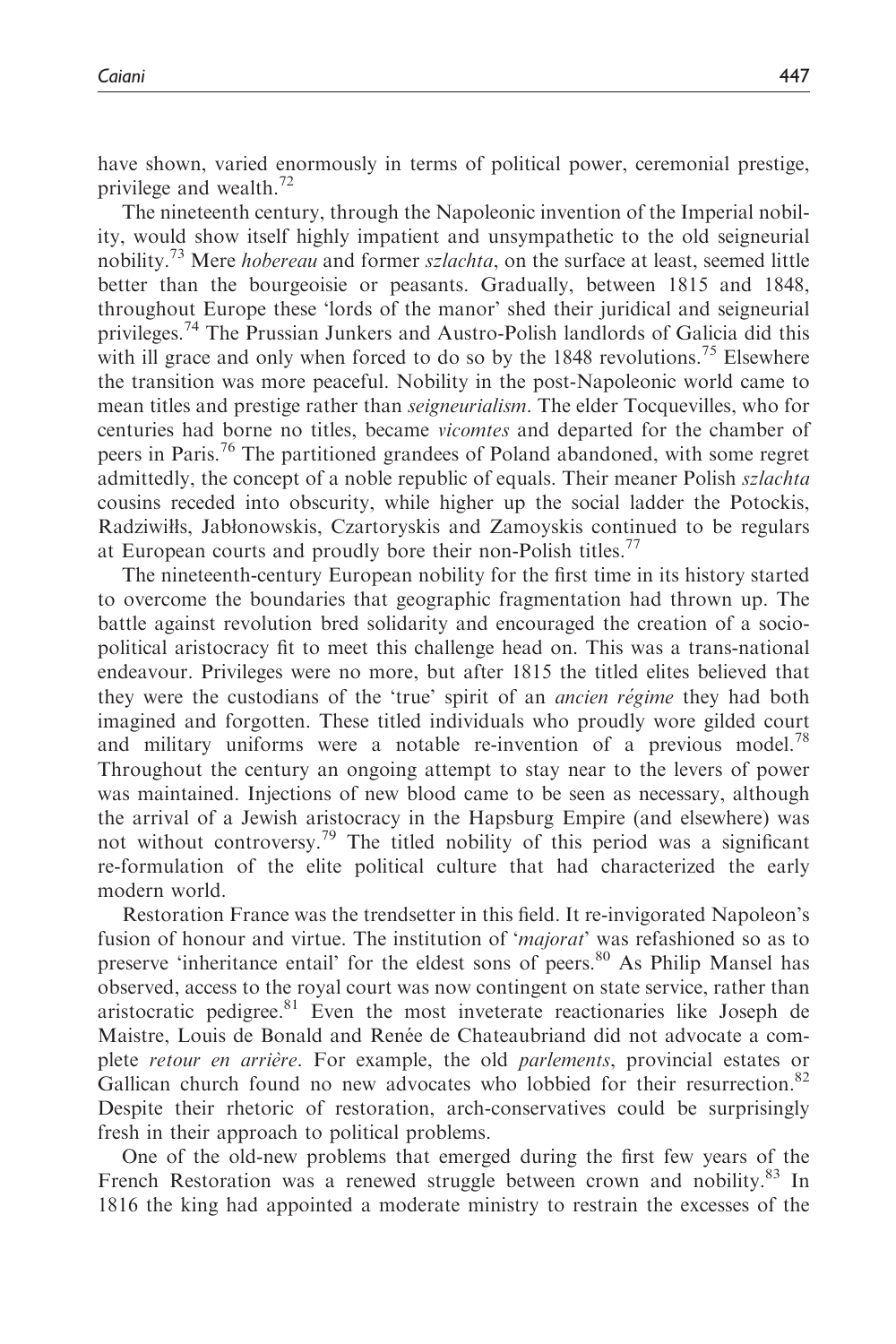have shown, varied enormously in terms of political power, ceremonial prestige, privilege and wealth.[72]

The nineteenth century, through the Napoleonic invention of the Imperial nobility, would show itself highly impatient and unsympathetic to the old seigneurial nobility.[73] Mere *hobereau* and former *szlachta*, on the surface at least, seemed little better than the bourgeoisie or peasants. Gradually, between 1815 and 1848, throughout Europe these 'lords of the manor' shed their juridical and seigneurial privileges.[74] The Prussian Junkers and Austro-Polish landlords of Galicia did this with ill grace and only when forced to do so by the 1848 revolutions.[75] Elsewhere the transition was more peaceful. Nobility in the post-Napoleonic world came to mean titles and prestige rather than *seigneurialism*. The elder Tocquevilles, who for centuries had borne no titles, became *vicomtes* and departed for the chamber of peers in Paris.[76] The partitioned grandees of Poland abandoned, with some regret admittedly, the concept of a noble republic of equals. Their meaner Polish *szlachta* cousins receded into obscurity, while higher up the social ladder the Potockis, Radziwiłłs, Jabłonowskis, Czartoryskis and Zamoyskis continued to be regulars at European courts and proudly bore their non-Polish titles.[77]

The nineteenth-century European nobility for the first time in its history started to overcome the boundaries that geographic fragmentation had thrown up. The battle against revolution bred solidarity and encouraged the creation of a socio-political aristocracy fit to meet this challenge head on. This was a trans-national endeavour. Privileges were no more, but after 1815 the titled elites believed that they were the custodians of the 'true' spirit of an *ancien régime* they had both imagined and forgotten. These titled individuals who proudly wore gilded court and military uniforms were a notable re-invention of a previous model.[78] Throughout the century an ongoing attempt to stay near to the levers of power was maintained. Injections of new blood came to be seen as necessary, although the arrival of a Jewish aristocracy in the Hapsburg Empire (and elsewhere) was not without controversy.[79] The titled nobility of this period was a significant re-formulation of the elite political culture that had characterized the early modern world.

Restoration France was the trendsetter in this field. It re-invigorated Napoleon's fusion of honour and virtue. The institution of '*majorat*' was refashioned so as to preserve 'inheritance entail' for the eldest sons of peers.[80] As Philip Mansel has observed, access to the royal court was now contingent on state service, rather than aristocratic pedigree.[81] Even the most inveterate reactionaries like Joseph de Maistre, Louis de Bonald and Renée de Chateaubriand did not advocate a complete *retour en arrière*. For example, the old *parlements*, provincial estates or Gallican church found no new advocates who lobbied for their resurrection.[82] Despite their rhetoric of restoration, arch-conservatives could be surprisingly fresh in their approach to political problems.

One of the old-new problems that emerged during the first few years of the French Restoration was a renewed struggle between crown and nobility.[83] In 1816 the king had appointed a moderate ministry to restrain the excesses of the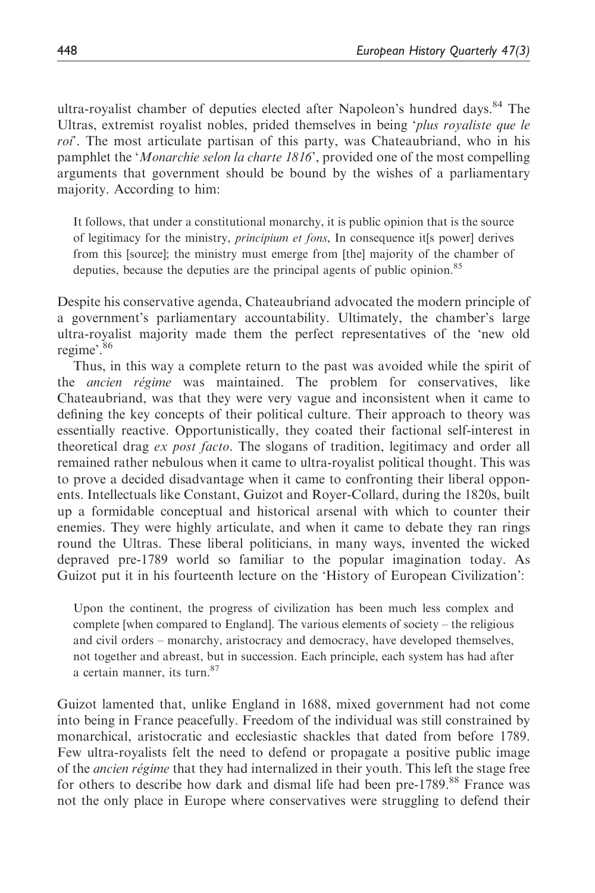ultra-royalist chamber of deputies elected after Napoleon's hundred days.[84] The Ultras, extremist royalist nobles, prided themselves in being '*plus royaliste que le roi*'. The most articulate partisan of this party, was Chateaubriand, who in his pamphlet the '*Monarchie selon la charte 1816*', provided one of the most compelling arguments that government should be bound by the wishes of a parliamentary majority. According to him:

> It follows, that under a constitutional monarchy, it is public opinion that is the source of legitimacy for the ministry, *principium et fons*, In consequence it[s power] derives from this [source]; the ministry must emerge from [the] majority of the chamber of deputies, because the deputies are the principal agents of public opinion.[85]

Despite his conservative agenda, Chateaubriand advocated the modern principle of a government's parliamentary accountability. Ultimately, the chamber's large ultra-royalist majority made them the perfect representatives of the 'new old regime'.[86]

Thus, in this way a complete return to the past was avoided while the spirit of the *ancien régime* was maintained. The problem for conservatives, like Chateaubriand, was that they were very vague and inconsistent when it came to defining the key concepts of their political culture. Their approach to theory was essentially reactive. Opportunistically, they coated their factional self-interest in theoretical drag *ex post facto*. The slogans of tradition, legitimacy and order all remained rather nebulous when it came to ultra-royalist political thought. This was to prove a decided disadvantage when it came to confronting their liberal opponents. Intellectuals like Constant, Guizot and Royer-Collard, during the 1820s, built up a formidable conceptual and historical arsenal with which to counter their enemies. They were highly articulate, and when it came to debate they ran rings round the Ultras. These liberal politicians, in many ways, invented the wicked depraved pre-1789 world so familiar to the popular imagination today. As Guizot put it in his fourteenth lecture on the 'History of European Civilization':

> Upon the continent, the progress of civilization has been much less complex and complete [when compared to England]. The various elements of society – the religious and civil orders – monarchy, aristocracy and democracy, have developed themselves, not together and abreast, but in succession. Each principle, each system has had after a certain manner, its turn.[87]

Guizot lamented that, unlike England in 1688, mixed government had not come into being in France peacefully. Freedom of the individual was still constrained by monarchical, aristocratic and ecclesiastic shackles that dated from before 1789. Few ultra-royalists felt the need to defend or propagate a positive public image of the *ancien régime* that they had internalized in their youth. This left the stage free for others to describe how dark and dismal life had been pre-1789.[88] France was not the only place in Europe where conservatives were struggling to defend their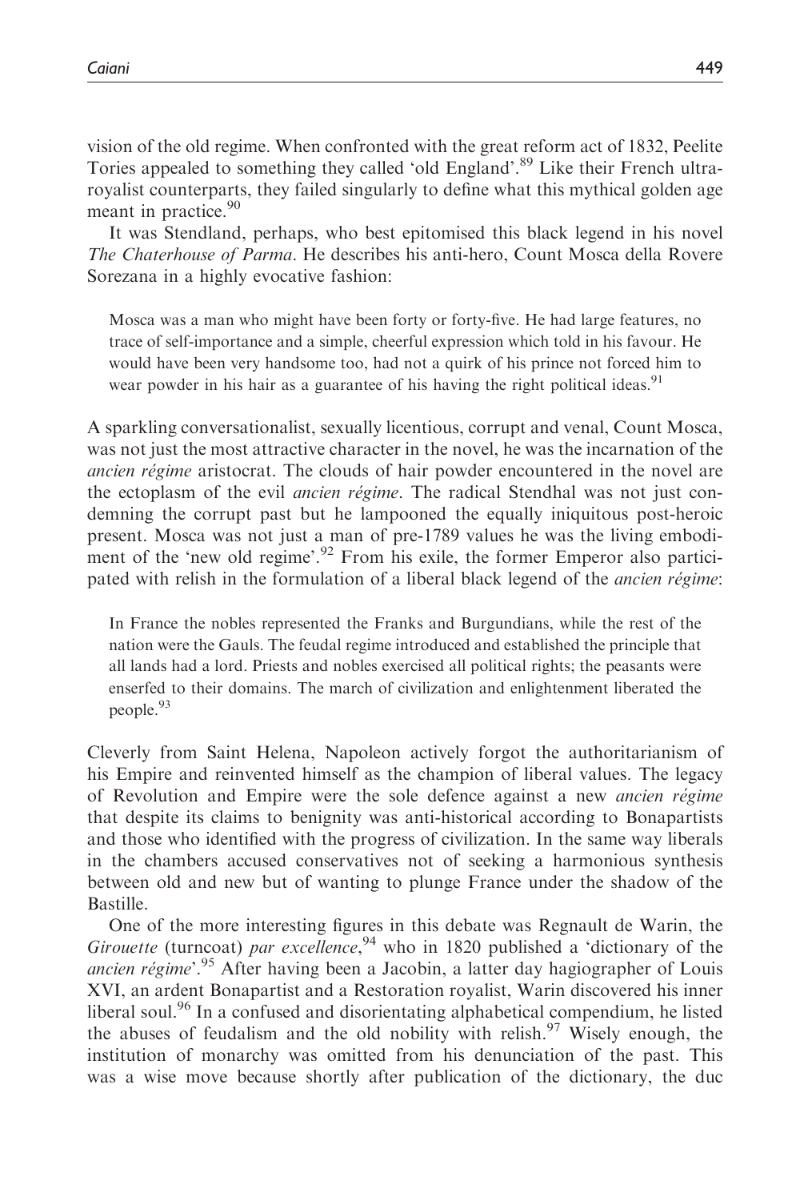vision of the old regime. When confronted with the great reform act of 1832, Peelite Tories appealed to something they called 'old England'.[89] Like their French ultra-royalist counterparts, they failed singularly to define what this mythical golden age meant in practice.[90]

It was Stendland, perhaps, who best epitomised this black legend in his novel *The Chaterhouse of Parma*. He describes his anti-hero, Count Mosca della Rovere Sorezana in a highly evocative fashion:

> Mosca was a man who might have been forty or forty-five. He had large features, no trace of self-importance and a simple, cheerful expression which told in his favour. He would have been very handsome too, had not a quirk of his prince not forced him to wear powder in his hair as a guarantee of his having the right political ideas.[91]

A sparkling conversationalist, sexually licentious, corrupt and venal, Count Mosca, was not just the most attractive character in the novel, he was the incarnation of the *ancien régime* aristocrat. The clouds of hair powder encountered in the novel are the ectoplasm of the evil *ancien régime*. The radical Stendhal was not just condemning the corrupt past but he lampooned the equally iniquitous post-heroic present. Mosca was not just a man of pre-1789 values he was the living embodiment of the 'new old regime'.[92] From his exile, the former Emperor also participated with relish in the formulation of a liberal black legend of the *ancien régime*:

> In France the nobles represented the Franks and Burgundians, while the rest of the nation were the Gauls. The feudal regime introduced and established the principle that all lands had a lord. Priests and nobles exercised all political rights; the peasants were enserfed to their domains. The march of civilization and enlightenment liberated the people.[93]

Cleverly from Saint Helena, Napoleon actively forgot the authoritarianism of his Empire and reinvented himself as the champion of liberal values. The legacy of Revolution and Empire were the sole defence against a new *ancien régime* that despite its claims to benignity was anti-historical according to Bonapartists and those who identified with the progress of civilization. In the same way liberals in the chambers accused conservatives not of seeking a harmonious synthesis between old and new but of wanting to plunge France under the shadow of the Bastille.

One of the more interesting figures in this debate was Regnault de Warin, the *Girouette* (turncoat) *par excellence*,[94] who in 1820 published a 'dictionary of the *ancien régime*'.[95] After having been a Jacobin, a latter day hagiographer of Louis XVI, an ardent Bonapartist and a Restoration royalist, Warin discovered his inner liberal soul.[96] In a confused and disorientating alphabetical compendium, he listed the abuses of feudalism and the old nobility with relish.[97] Wisely enough, the institution of monarchy was omitted from his denunciation of the past. This was a wise move because shortly after publication of the dictionary, the duc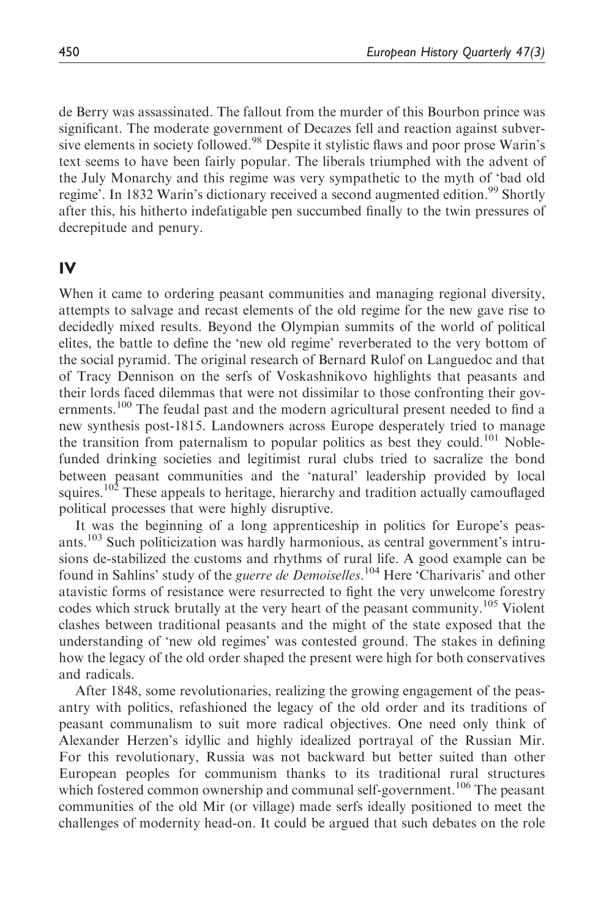de Berry was assassinated. The fallout from the murder of this Bourbon prince was significant. The moderate government of Decazes fell and reaction against subversive elements in society followed.[98] Despite it stylistic flaws and poor prose Warin's text seems to have been fairly popular. The liberals triumphed with the advent of the July Monarchy and this regime was very sympathetic to the myth of 'bad old regime'. In 1832 Warin's dictionary received a second augmented edition.[99] Shortly after this, his hitherto indefatigable pen succumbed finally to the twin pressures of decrepitude and penury.

## IV

When it came to ordering peasant communities and managing regional diversity, attempts to salvage and recast elements of the old regime for the new gave rise to decidedly mixed results. Beyond the Olympian summits of the world of political elites, the battle to define the 'new old regime' reverberated to the very bottom of the social pyramid. The original research of Bernard Rulof on Languedoc and that of Tracy Dennison on the serfs of Voskashnikovo highlights that peasants and their lords faced dilemmas that were not dissimilar to those confronting their governments.[100] The feudal past and the modern agricultural present needed to find a new synthesis post-1815. Landowners across Europe desperately tried to manage the transition from paternalism to popular politics as best they could.[101] Noble-funded drinking societies and legitimist rural clubs tried to sacralize the bond between peasant communities and the 'natural' leadership provided by local squires.[102] These appeals to heritage, hierarchy and tradition actually camouflaged political processes that were highly disruptive.

It was the beginning of a long apprenticeship in politics for Europe's peasants.[103] Such politicization was hardly harmonious, as central government's intrusions de-stabilized the customs and rhythms of rural life. A good example can be found in Sahlins' study of the *guerre de Demoiselles*.[104] Here 'Charivaris' and other atavistic forms of resistance were resurrected to fight the very unwelcome forestry codes which struck brutally at the very heart of the peasant community.[105] Violent clashes between traditional peasants and the might of the state exposed that the understanding of 'new old regimes' was contested ground. The stakes in defining how the legacy of the old order shaped the present were high for both conservatives and radicals.

After 1848, some revolutionaries, realizing the growing engagement of the peasantry with politics, refashioned the legacy of the old order and its traditions of peasant communalism to suit more radical objectives. One need only think of Alexander Herzen's idyllic and highly idealized portrayal of the Russian Mir. For this revolutionary, Russia was not backward but better suited than other European peoples for communism thanks to its traditional rural structures which fostered common ownership and communal self-government.[106] The peasant communities of the old Mir (or village) made serfs ideally positioned to meet the challenges of modernity head-on. It could be argued that such debates on the role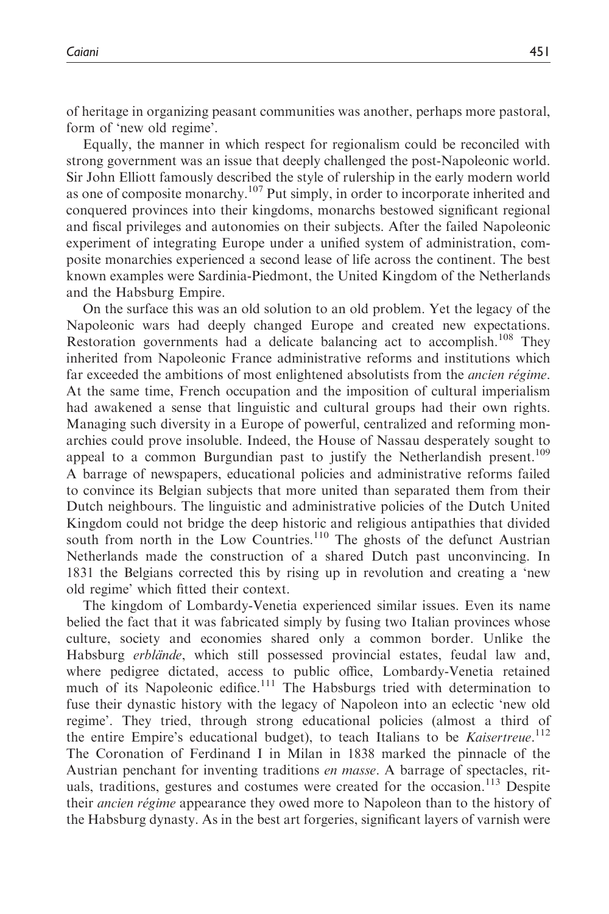of heritage in organizing peasant communities was another, perhaps more pastoral, form of 'new old regime'.

Equally, the manner in which respect for regionalism could be reconciled with strong government was an issue that deeply challenged the post-Napoleonic world. Sir John Elliott famously described the style of rulership in the early modern world as one of composite monarchy.[107] Put simply, in order to incorporate inherited and conquered provinces into their kingdoms, monarchs bestowed significant regional and fiscal privileges and autonomies on their subjects. After the failed Napoleonic experiment of integrating Europe under a unified system of administration, composite monarchies experienced a second lease of life across the continent. The best known examples were Sardinia-Piedmont, the United Kingdom of the Netherlands and the Habsburg Empire.

On the surface this was an old solution to an old problem. Yet the legacy of the Napoleonic wars had deeply changed Europe and created new expectations. Restoration governments had a delicate balancing act to accomplish.[108] They inherited from Napoleonic France administrative reforms and institutions which far exceeded the ambitions of most enlightened absolutists from the *ancien régime*. At the same time, French occupation and the imposition of cultural imperialism had awakened a sense that linguistic and cultural groups had their own rights. Managing such diversity in a Europe of powerful, centralized and reforming monarchies could prove insoluble. Indeed, the House of Nassau desperately sought to appeal to a common Burgundian past to justify the Netherlandish present.[109] A barrage of newspapers, educational policies and administrative reforms failed to convince its Belgian subjects that more united than separated them from their Dutch neighbours. The linguistic and administrative policies of the Dutch United Kingdom could not bridge the deep historic and religious antipathies that divided south from north in the Low Countries.[110] The ghosts of the defunct Austrian Netherlands made the construction of a shared Dutch past unconvincing. In 1831 the Belgians corrected this by rising up in revolution and creating a 'new old regime' which fitted their context.

The kingdom of Lombardy-Venetia experienced similar issues. Even its name belied the fact that it was fabricated simply by fusing two Italian provinces whose culture, society and economies shared only a common border. Unlike the Habsburg *erblände*, which still possessed provincial estates, feudal law and, where pedigree dictated, access to public office, Lombardy-Venetia retained much of its Napoleonic edifice.[111] The Habsburgs tried with determination to fuse their dynastic history with the legacy of Napoleon into an eclectic 'new old regime'. They tried, through strong educational policies (almost a third of the entire Empire's educational budget), to teach Italians to be *Kaisertreue*.[112] The Coronation of Ferdinand I in Milan in 1838 marked the pinnacle of the Austrian penchant for inventing traditions *en masse*. A barrage of spectacles, rituals, traditions, gestures and costumes were created for the occasion.[113] Despite their *ancien régime* appearance they owed more to Napoleon than to the history of the Habsburg dynasty. As in the best art forgeries, significant layers of varnish were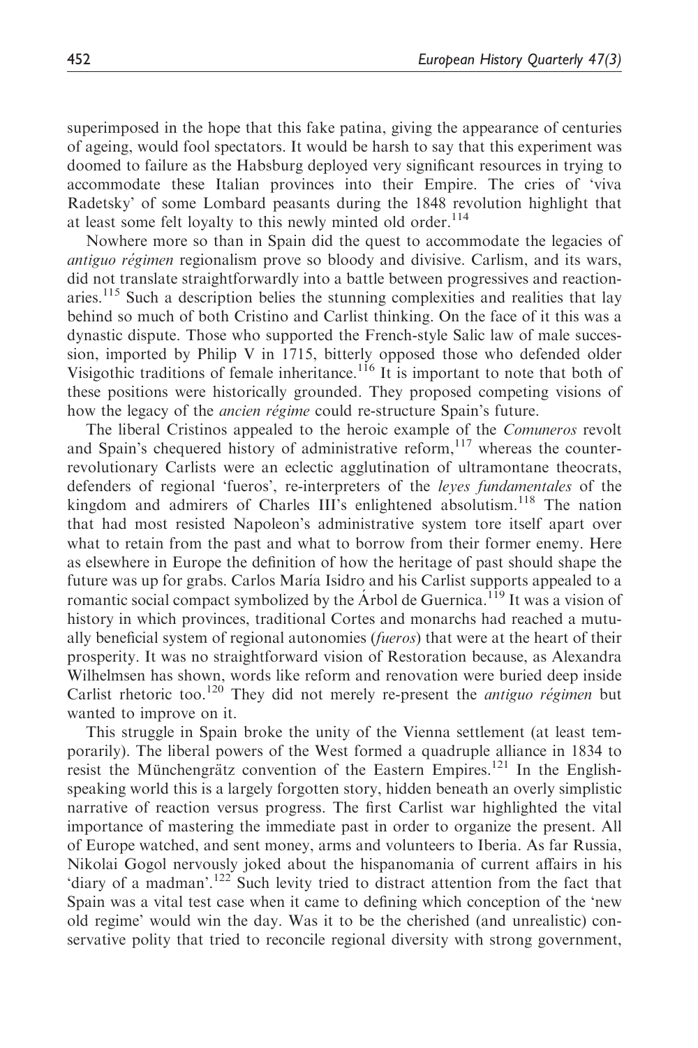superimposed in the hope that this fake patina, giving the appearance of centuries of ageing, would fool spectators. It would be harsh to say that this experiment was doomed to failure as the Habsburg deployed very significant resources in trying to accommodate these Italian provinces into their Empire. The cries of 'viva Radetsky' of some Lombard peasants during the 1848 revolution highlight that at least some felt loyalty to this newly minted old order.[114]

Nowhere more so than in Spain did the quest to accommodate the legacies of *antiguo régimen* regionalism prove so bloody and divisive. Carlism, and its wars, did not translate straightforwardly into a battle between progressives and reactionaries.[115] Such a description belies the stunning complexities and realities that lay behind so much of both Cristino and Carlist thinking. On the face of it this was a dynastic dispute. Those who supported the French-style Salic law of male succession, imported by Philip V in 1715, bitterly opposed those who defended older Visigothic traditions of female inheritance.[116] It is important to note that both of these positions were historically grounded. They proposed competing visions of how the legacy of the *ancien régime* could re-structure Spain's future.

The liberal Cristinos appealed to the heroic example of the *Comuneros* revolt and Spain's chequered history of administrative reform,[117] whereas the counter-revolutionary Carlists were an eclectic agglutination of ultramontane theocrats, defenders of regional 'fueros', re-interpreters of the *leyes fundamentales* of the kingdom and admirers of Charles III's enlightened absolutism.[118] The nation that had most resisted Napoleon's administrative system tore itself apart over what to retain from the past and what to borrow from their former enemy. Here as elsewhere in Europe the definition of how the heritage of past should shape the future was up for grabs. Carlos María Isidro and his Carlist supports appealed to a romantic social compact symbolized by the Árbol de Guernica.[119] It was a vision of history in which provinces, traditional Cortes and monarchs had reached a mutually beneficial system of regional autonomies (*fueros*) that were at the heart of their prosperity. It was no straightforward vision of Restoration because, as Alexandra Wilhelmsen has shown, words like reform and renovation were buried deep inside Carlist rhetoric too.[120] They did not merely re-present the *antiguo régimen* but wanted to improve on it.

This struggle in Spain broke the unity of the Vienna settlement (at least temporarily). The liberal powers of the West formed a quadruple alliance in 1834 to resist the Münchengrätz convention of the Eastern Empires.[121] In the English-speaking world this is a largely forgotten story, hidden beneath an overly simplistic narrative of reaction versus progress. The first Carlist war highlighted the vital importance of mastering the immediate past in order to organize the present. All of Europe watched, and sent money, arms and volunteers to Iberia. As far Russia, Nikolai Gogol nervously joked about the hispanomania of current affairs in his 'diary of a madman'.[122] Such levity tried to distract attention from the fact that Spain was a vital test case when it came to defining which conception of the 'new old regime' would win the day. Was it to be the cherished (and unrealistic) conservative polity that tried to reconcile regional diversity with strong government,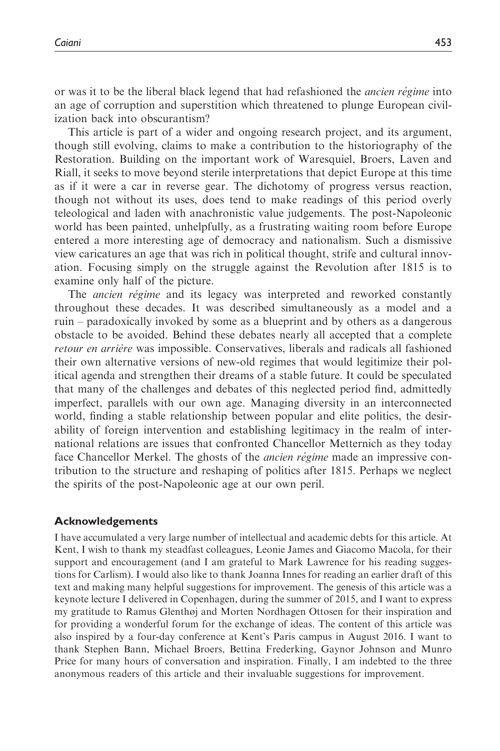or was it to be the liberal black legend that had refashioned the *ancien régime* into an age of corruption and superstition which threatened to plunge European civilization back into obscurantism?

This article is part of a wider and ongoing research project, and its argument, though still evolving, claims to make a contribution to the historiography of the Restoration. Building on the important work of Waresquiel, Broers, Laven and Riall, it seeks to move beyond sterile interpretations that depict Europe at this time as if it were a car in reverse gear. The dichotomy of progress versus reaction, though not without its uses, does tend to make readings of this period overly teleological and laden with anachronistic value judgements. The post-Napoleonic world has been painted, unhelpfully, as a frustrating waiting room before Europe entered a more interesting age of democracy and nationalism. Such a dismissive view caricatures an age that was rich in political thought, strife and cultural innovation. Focusing simply on the struggle against the Revolution after 1815 is to examine only half of the picture.

The *ancien régime* and its legacy was interpreted and reworked constantly throughout these decades. It was described simultaneously as a model and a ruin – paradoxically invoked by some as a blueprint and by others as a dangerous obstacle to be avoided. Behind these debates nearly all accepted that a complete *retour en arrière* was impossible. Conservatives, liberals and radicals all fashioned their own alternative versions of new-old regimes that would legitimize their political agenda and strengthen their dreams of a stable future. It could be speculated that many of the challenges and debates of this neglected period find, admittedly imperfect, parallels with our own age. Managing diversity in an interconnected world, finding a stable relationship between popular and elite politics, the desirability of foreign intervention and establishing legitimacy in the realm of international relations are issues that confronted Chancellor Metternich as they today face Chancellor Merkel. The ghosts of the *ancien régime* made an impressive contribution to the structure and reshaping of politics after 1815. Perhaps we neglect the spirits of the post-Napoleonic age at our own peril.

## Acknowledgements

I have accumulated a very large number of intellectual and academic debts for this article. At Kent, I wish to thank my steadfast colleagues, Leonie James and Giacomo Macola, for their support and encouragement (and I am grateful to Mark Lawrence for his reading suggestions for Carlism). I would also like to thank Joanna Innes for reading an earlier draft of this text and making many helpful suggestions for improvement. The genesis of this article was a keynote lecture I delivered in Copenhagen, during the summer of 2015, and I want to express my gratitude to Ramus Glenthøj and Morten Nordhagen Ottosen for their inspiration and for providing a wonderful forum for the exchange of ideas. The content of this article was also inspired by a four-day conference at Kent's Paris campus in August 2016. I want to thank Stephen Bann, Michael Broers, Bettina Frederking, Gaynor Johnson and Munro Price for many hours of conversation and inspiration. Finally, I am indebted to the three anonymous readers of this article and their invaluable suggestions for improvement.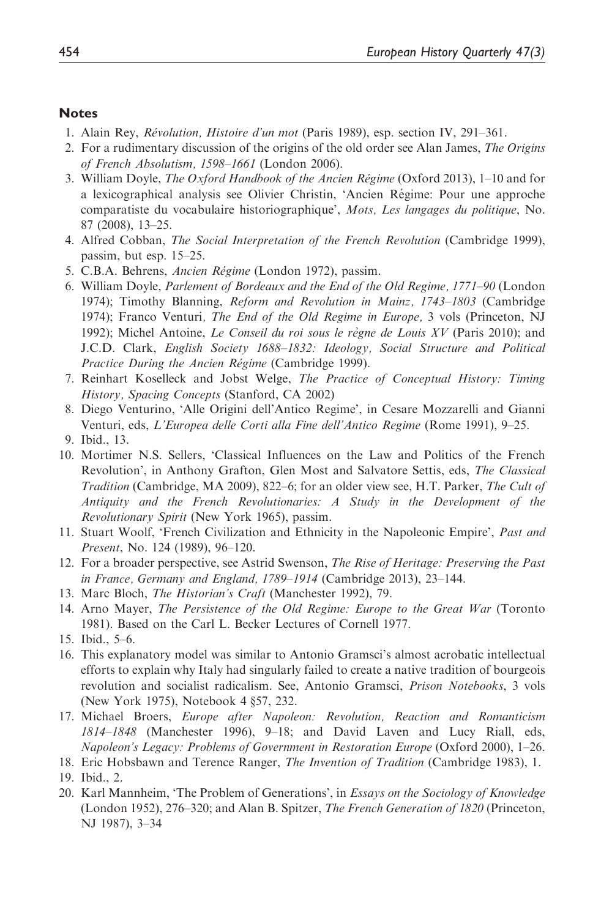## Notes

1. Alain Rey, *Révolution, Histoire d'un mot* (Paris 1989), esp. section IV, 291–361.
2. For a rudimentary discussion of the origins of the old order see Alan James, *The Origins of French Absolutism, 1598–1661* (London 2006).
3. William Doyle, *The Oxford Handbook of the Ancien Régime* (Oxford 2013), 1–10 and for a lexicographical analysis see Olivier Christin, 'Ancien Régime: Pour une approche comparatiste du vocabulaire historiographique', *Mots, Les langages du politique*, No. 87 (2008), 13–25.
4. Alfred Cobban, *The Social Interpretation of the French Revolution* (Cambridge 1999), passim, but esp. 15–25.
5. C.B.A. Behrens, *Ancien Régime* (London 1972), passim.
6. William Doyle, *Parlement of Bordeaux and the End of the Old Regime, 1771–90* (London 1974); Timothy Blanning, *Reform and Revolution in Mainz, 1743–1803* (Cambridge 1974); Franco Venturi, *The End of the Old Regime in Europe,* 3 vols (Princeton, NJ 1992); Michel Antoine, *Le Conseil du roi sous le règne de Louis XV* (Paris 2010); and J.C.D. Clark, *English Society 1688–1832: Ideology, Social Structure and Political Practice During the Ancien Régime* (Cambridge 1999).
7. Reinhart Koselleck and Jobst Welge, *The Practice of Conceptual History: Timing History, Spacing Concepts* (Stanford, CA 2002)
8. Diego Venturino, 'Alle Origini dell'Antico Regime', in Cesare Mozzarelli and Gianni Venturi, eds, *L'Europea delle Corti alla Fine dell'Antico Regime* (Rome 1991), 9–25.
9. Ibid., 13.
10. Mortimer N.S. Sellers, 'Classical Influences on the Law and Politics of the French Revolution', in Anthony Grafton, Glen Most and Salvatore Settis, eds, *The Classical Tradition* (Cambridge, MA 2009), 822–6; for an older view see, H.T. Parker, *The Cult of Antiquity and the French Revolutionaries: A Study in the Development of the Revolutionary Spirit* (New York 1965), passim.
11. Stuart Woolf, 'French Civilization and Ethnicity in the Napoleonic Empire', *Past and Present*, No. 124 (1989), 96–120.
12. For a broader perspective, see Astrid Swenson, *The Rise of Heritage: Preserving the Past in France, Germany and England, 1789–1914* (Cambridge 2013), 23–144.
13. Marc Bloch, *The Historian's Craft* (Manchester 1992), 79.
14. Arno Mayer, *The Persistence of the Old Regime: Europe to the Great War* (Toronto 1981). Based on the Carl L. Becker Lectures of Cornell 1977.
15. Ibid., 5–6.
16. This explanatory model was similar to Antonio Gramsci's almost acrobatic intellectual efforts to explain why Italy had singularly failed to create a native tradition of bourgeois revolution and socialist radicalism. See, Antonio Gramsci, *Prison Notebooks*, 3 vols (New York 1975), Notebook 4 §57, 232.
17. Michael Broers, *Europe after Napoleon: Revolution, Reaction and Romanticism 1814–1848* (Manchester 1996), 9–18; and David Laven and Lucy Riall, eds, *Napoleon's Legacy: Problems of Government in Restoration Europe* (Oxford 2000), 1–26.
18. Eric Hobsbawn and Terence Ranger, *The Invention of Tradition* (Cambridge 1983), 1.
19. Ibid., 2.
20. Karl Mannheim, 'The Problem of Generations', in *Essays on the Sociology of Knowledge* (London 1952), 276–320; and Alan B. Spitzer, *The French Generation of 1820* (Princeton, NJ 1987), 3–34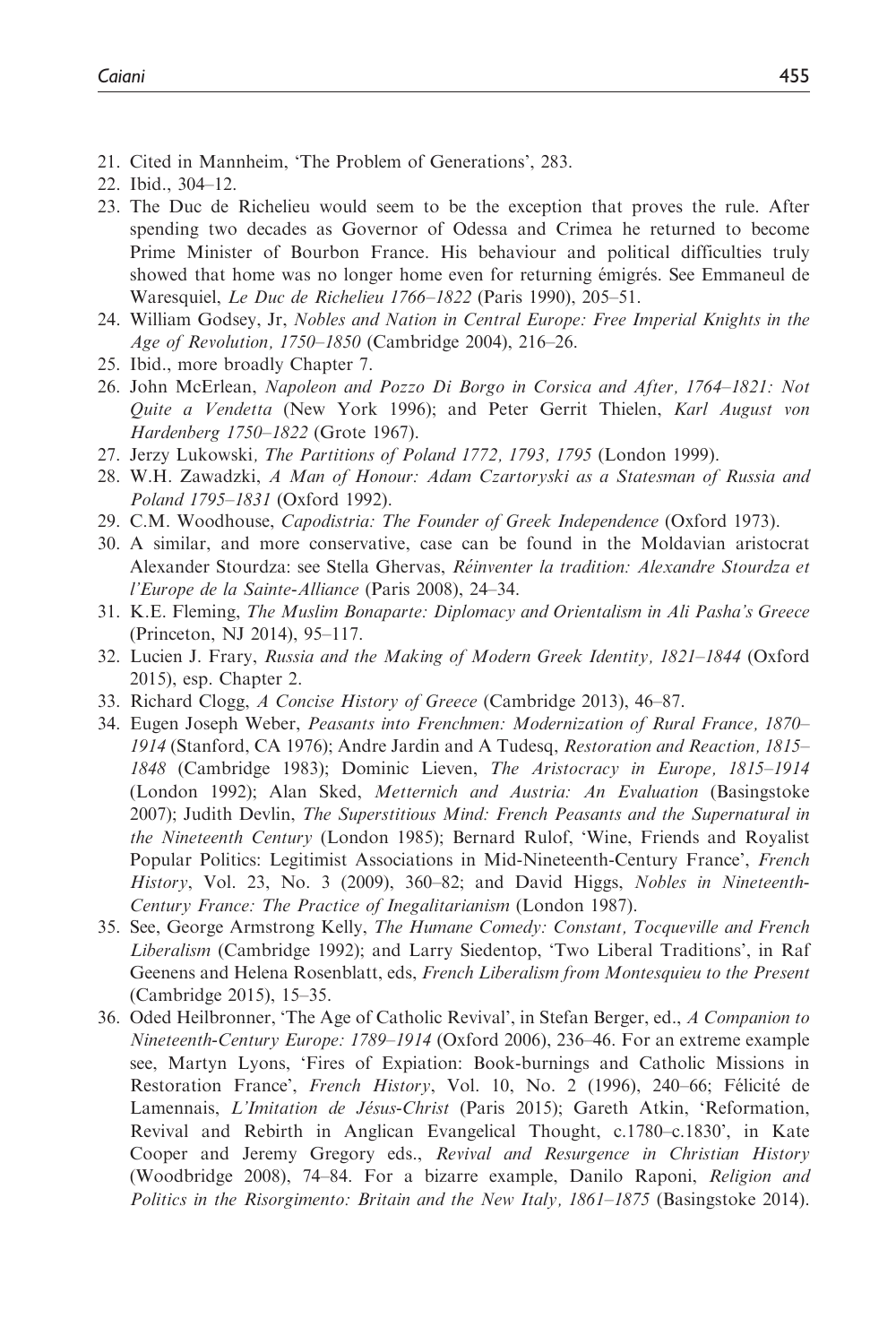21. Cited in Mannheim, 'The Problem of Generations', 283.
22. Ibid., 304–12.
23. The Duc de Richelieu would seem to be the exception that proves the rule. After spending two decades as Governor of Odessa and Crimea he returned to become Prime Minister of Bourbon France. His behaviour and political difficulties truly showed that home was no longer home even for returning émigrés. See Emmaneul de Waresquiel, *Le Duc de Richelieu 1766–1822* (Paris 1990), 205–51.
24. William Godsey, Jr, *Nobles and Nation in Central Europe: Free Imperial Knights in the Age of Revolution, 1750–1850* (Cambridge 2004), 216–26.
25. Ibid., more broadly Chapter 7.
26. John McErlean, *Napoleon and Pozzo Di Borgo in Corsica and After, 1764–1821: Not Quite a Vendetta* (New York 1996); and Peter Gerrit Thielen, *Karl August von Hardenberg 1750–1822* (Grote 1967).
27. Jerzy Lukowski, *The Partitions of Poland 1772, 1793, 1795* (London 1999).
28. W.H. Zawadzki, *A Man of Honour: Adam Czartoryski as a Statesman of Russia and Poland 1795–1831* (Oxford 1992).
29. C.M. Woodhouse, *Capodistria: The Founder of Greek Independence* (Oxford 1973).
30. A similar, and more conservative, case can be found in the Moldavian aristocrat Alexander Stourdza: see Stella Ghervas, *Réinventer la tradition: Alexandre Stourdza et l'Europe de la Sainte-Alliance* (Paris 2008), 24–34.
31. K.E. Fleming, *The Muslim Bonaparte: Diplomacy and Orientalism in Ali Pasha's Greece* (Princeton, NJ 2014), 95–117.
32. Lucien J. Frary, *Russia and the Making of Modern Greek Identity, 1821–1844* (Oxford 2015), esp. Chapter 2.
33. Richard Clogg, *A Concise History of Greece* (Cambridge 2013), 46–87.
34. Eugen Joseph Weber, *Peasants into Frenchmen: Modernization of Rural France, 1870–1914* (Stanford, CA 1976); Andre Jardin and A Tudesq, *Restoration and Reaction, 1815–1848* (Cambridge 1983); Dominic Lieven, *The Aristocracy in Europe, 1815–1914* (London 1992); Alan Sked, *Metternich and Austria: An Evaluation* (Basingstoke 2007); Judith Devlin, *The Superstitious Mind: French Peasants and the Supernatural in the Nineteenth Century* (London 1985); Bernard Rulof, 'Wine, Friends and Royalist Popular Politics: Legitimist Associations in Mid-Nineteenth-Century France', *French History*, Vol. 23, No. 3 (2009), 360–82; and David Higgs, *Nobles in Nineteenth-Century France: The Practice of Inegalitarianism* (London 1987).
35. See, George Armstrong Kelly, *The Humane Comedy: Constant, Tocqueville and French Liberalism* (Cambridge 1992); and Larry Siedentop, 'Two Liberal Traditions', in Raf Geenens and Helena Rosenblatt, eds, *French Liberalism from Montesquieu to the Present* (Cambridge 2015), 15–35.
36. Oded Heilbronner, 'The Age of Catholic Revival', in Stefan Berger, ed., *A Companion to Nineteenth-Century Europe: 1789–1914* (Oxford 2006), 236–46. For an extreme example see, Martyn Lyons, 'Fires of Expiation: Book-burnings and Catholic Missions in Restoration France', *French History*, Vol. 10, No. 2 (1996), 240–66; Félicité de Lamennais, *L'Imitation de Jésus-Christ* (Paris 2015); Gareth Atkin, 'Reformation, Revival and Rebirth in Anglican Evangelical Thought, c.1780–c.1830', in Kate Cooper and Jeremy Gregory eds., *Revival and Resurgence in Christian History* (Woodbridge 2008), 74–84. For a bizarre example, Danilo Raponi, *Religion and Politics in the Risorgimento: Britain and the New Italy, 1861–1875* (Basingstoke 2014).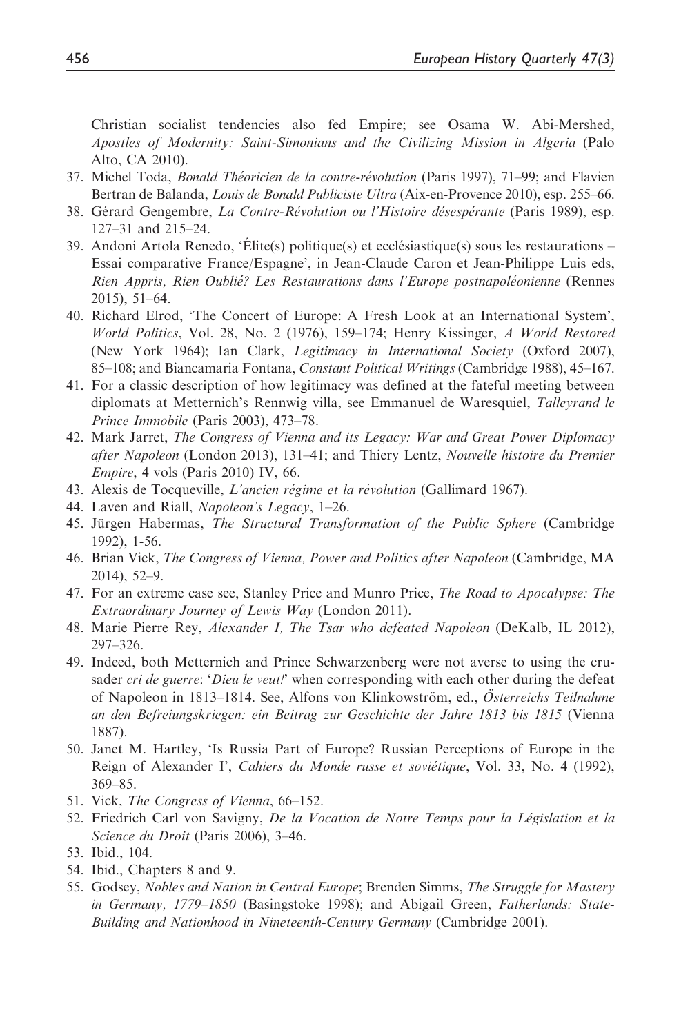Christian socialist tendencies also fed Empire; see Osama W. Abi-Mershed, *Apostles of Modernity: Saint-Simonians and the Civilizing Mission in Algeria* (Palo Alto, CA 2010).

37. Michel Toda, *Bonald Théoricien de la contre-révolution* (Paris 1997), 71–99; and Flavien Bertran de Balanda, *Louis de Bonald Publiciste Ultra* (Aix-en-Provence 2010), esp. 255–66.
38. Gérard Gengembre, *La Contre-Révolution ou l'Histoire désespérante* (Paris 1989), esp. 127–31 and 215–24.
39. Andoni Artola Renedo, 'Élite(s) politique(s) et ecclésiastique(s) sous les restaurations – Essai comparative France/Espagne', in Jean-Claude Caron et Jean-Philippe Luis eds, *Rien Appris, Rien Oublié? Les Restaurations dans l'Europe postnapoléonienne* (Rennes 2015), 51–64.
40. Richard Elrod, 'The Concert of Europe: A Fresh Look at an International System', *World Politics*, Vol. 28, No. 2 (1976), 159–174; Henry Kissinger, *A World Restored* (New York 1964); Ian Clark, *Legitimacy in International Society* (Oxford 2007), 85–108; and Biancamaria Fontana, *Constant Political Writings* (Cambridge 1988), 45–167.
41. For a classic description of how legitimacy was defined at the fateful meeting between diplomats at Metternich's Rennwig villa, see Emmanuel de Waresquiel, *Talleyrand le Prince Immobile* (Paris 2003), 473–78.
42. Mark Jarret, *The Congress of Vienna and its Legacy: War and Great Power Diplomacy after Napoleon* (London 2013), 131–41; and Thiery Lentz, *Nouvelle histoire du Premier Empire*, 4 vols (Paris 2010) IV, 66.
43. Alexis de Tocqueville, *L'ancien régime et la révolution* (Gallimard 1967).
44. Laven and Riall, *Napoleon's Legacy*, 1–26.
45. Jürgen Habermas, *The Structural Transformation of the Public Sphere* (Cambridge 1992), 1-56.
46. Brian Vick, *The Congress of Vienna, Power and Politics after Napoleon* (Cambridge, MA 2014), 52–9.
47. For an extreme case see, Stanley Price and Munro Price, *The Road to Apocalypse: The Extraordinary Journey of Lewis Way* (London 2011).
48. Marie Pierre Rey, *Alexander I, The Tsar who defeated Napoleon* (DeKalb, IL 2012), 297–326.
49. Indeed, both Metternich and Prince Schwarzenberg were not averse to using the crusader *cri de guerre*: '*Dieu le veut!*' when corresponding with each other during the defeat of Napoleon in 1813–1814. See, Alfons von Klinkowström, ed., *Österreichs Teilnahme an den Befreiungskriegen: ein Beitrag zur Geschichte der Jahre 1813 bis 1815* (Vienna 1887).
50. Janet M. Hartley, 'Is Russia Part of Europe? Russian Perceptions of Europe in the Reign of Alexander I', *Cahiers du Monde russe et soviétique*, Vol. 33, No. 4 (1992), 369–85.
51. Vick, *The Congress of Vienna*, 66–152.
52. Friedrich Carl von Savigny, *De la Vocation de Notre Temps pour la Législation et la Science du Droit* (Paris 2006), 3–46.
53. Ibid., 104.
54. Ibid., Chapters 8 and 9.
55. Godsey, *Nobles and Nation in Central Europe*; Brenden Simms, *The Struggle for Mastery in Germany, 1779–1850* (Basingstoke 1998); and Abigail Green, *Fatherlands: State-Building and Nationhood in Nineteenth-Century Germany* (Cambridge 2001).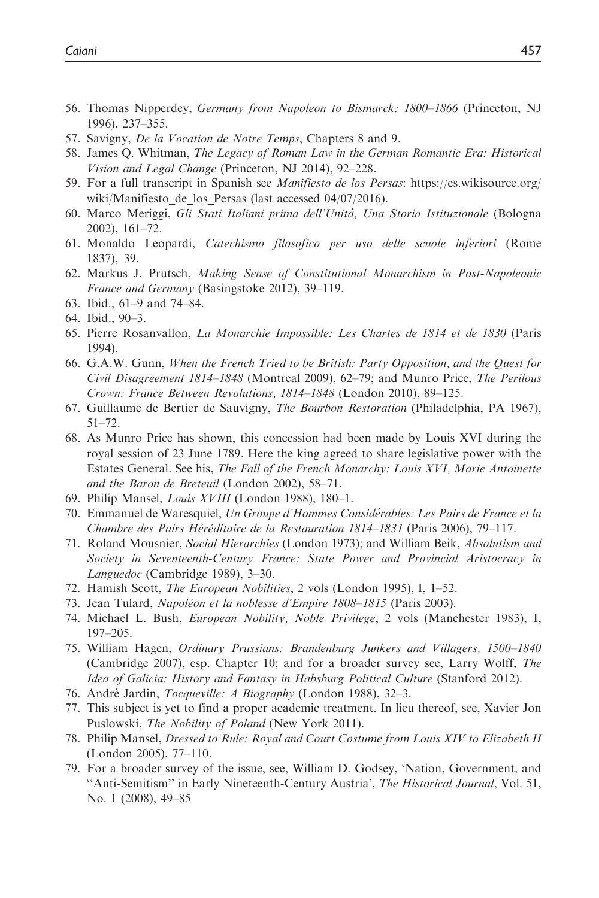56. Thomas Nipperdey, *Germany from Napoleon to Bismarck: 1800–1866* (Princeton, NJ 1996), 237–355.
57. Savigny, *De la Vocation de Notre Temps*, Chapters 8 and 9.
58. James Q. Whitman, *The Legacy of Roman Law in the German Romantic Era: Historical Vision and Legal Change* (Princeton, NJ 2014), 92–228.
59. For a full transcript in Spanish see *Manifiesto de los Persas*: https://es.wikisource.org/wiki/Manifiesto_de_los_Persas (last accessed 04/07/2016).
60. Marco Meriggi, *Gli Stati Italiani prima dell'Unità, Una Storia Istituzionale* (Bologna 2002), 161–72.
61. Monaldo Leopardi, *Catechismo filosofico per uso delle scuole inferiori* (Rome 1837), 39.
62. Markus J. Prutsch, *Making Sense of Constitutional Monarchism in Post-Napoleonic France and Germany* (Basingstoke 2012), 39–119.
63. Ibid., 61–9 and 74–84.
64. Ibid., 90–3.
65. Pierre Rosanvallon, *La Monarchie Impossible: Les Chartes de 1814 et de 1830* (Paris 1994).
66. G.A.W. Gunn, *When the French Tried to be British: Party Opposition, and the Quest for Civil Disagreement 1814–1848* (Montreal 2009), 62–79; and Munro Price, *The Perilous Crown: France Between Revolutions, 1814–1848* (London 2010), 89–125.
67. Guillaume de Bertier de Sauvigny, *The Bourbon Restoration* (Philadelphia, PA 1967), 51–72.
68. As Munro Price has shown, this concession had been made by Louis XVI during the royal session of 23 June 1789. Here the king agreed to share legislative power with the Estates General. See his, *The Fall of the French Monarchy: Louis XVI, Marie Antoinette and the Baron de Breteuil* (London 2002), 58–71.
69. Philip Mansel, *Louis XVIII* (London 1988), 180–1.
70. Emmanuel de Waresquiel, *Un Groupe d'Hommes Considérables: Les Pairs de France et la Chambre des Pairs Héréditaire de la Restauration 1814–1831* (Paris 2006), 79–117.
71. Roland Mousnier, *Social Hierarchies* (London 1973); and William Beik, *Absolutism and Society in Seventeenth-Century France: State Power and Provincial Aristocracy in Languedoc* (Cambridge 1989), 3–30.
72. Hamish Scott, *The European Nobilities*, 2 vols (London 1995), I, 1–52.
73. Jean Tulard, *Napoléon et la noblesse d'Empire 1808–1815* (Paris 2003).
74. Michael L. Bush, *European Nobility, Noble Privilege*, 2 vols (Manchester 1983), I, 197–205.
75. William Hagen, *Ordinary Prussians: Brandenburg Junkers and Villagers, 1500–1840* (Cambridge 2007), esp. Chapter 10; and for a broader survey see, Larry Wolff, *The Idea of Galicia: History and Fantasy in Habsburg Political Culture* (Stanford 2012).
76. André Jardin, *Tocqueville: A Biography* (London 1988), 32–3.
77. This subject is yet to find a proper academic treatment. In lieu thereof, see, Xavier Jon Puslowski, *The Nobility of Poland* (New York 2011).
78. Philip Mansel, *Dressed to Rule: Royal and Court Costume from Louis XIV to Elizabeth II* (London 2005), 77–110.
79. For a broader survey of the issue, see, William D. Godsey, 'Nation, Government, and "Anti-Semitism" in Early Nineteenth-Century Austria', *The Historical Journal*, Vol. 51, No. 1 (2008), 49–85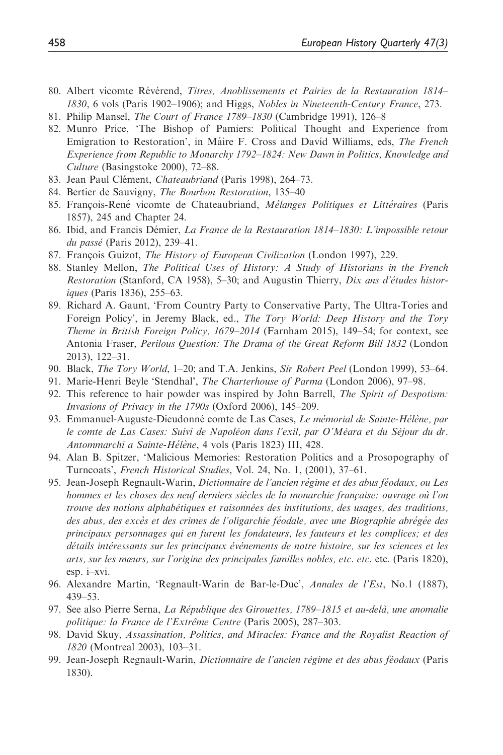80. Albert vicomte Révérend, *Titres, Anoblissements et Pairies de la Restauration 1814–1830*, 6 vols (Paris 1902–1906); and Higgs, *Nobles in Nineteenth-Century France*, 273.
81. Philip Mansel, *The Court of France 1789–1830* (Cambridge 1991), 126–8
82. Munro Price, 'The Bishop of Pamiers: Political Thought and Experience from Emigration to Restoration', in Máire F. Cross and David Williams, eds, *The French Experience from Republic to Monarchy 1792–1824: New Dawn in Politics, Knowledge and Culture* (Basingstoke 2000), 72–88.
83. Jean Paul Clément, *Chateaubriand* (Paris 1998), 264–73.
84. Bertier de Sauvigny, *The Bourbon Restoration*, 135–40
85. François-René vicomte de Chateaubriand, *Mélanges Politiques et Littéraires* (Paris 1857), 245 and Chapter 24.
86. Ibid, and Francis Démier, *La France de la Restauration 1814–1830: L'impossible retour du passé* (Paris 2012), 239–41.
87. François Guizot, *The History of European Civilization* (London 1997), 229.
88. Stanley Mellon, *The Political Uses of History: A Study of Historians in the French Restoration* (Stanford, CA 1958), 5–30; and Augustin Thierry, *Dix ans d'études historiques* (Paris 1836), 255–63.
89. Richard A. Gaunt, 'From Country Party to Conservative Party, The Ultra-Tories and Foreign Policy', in Jeremy Black, ed., *The Tory World: Deep History and the Tory Theme in British Foreign Policy, 1679–2014* (Farnham 2015), 149–54; for context, see Antonia Fraser, *Perilous Question: The Drama of the Great Reform Bill 1832* (London 2013), 122–31.
90. Black, *The Tory World*, 1–20; and T.A. Jenkins, *Sir Robert Peel* (London 1999), 53–64.
91. Marie-Henri Beyle 'Stendhal', *The Charterhouse of Parma* (London 2006), 97–98.
92. This reference to hair powder was inspired by John Barrell, *The Spirit of Despotism: Invasions of Privacy in the 1790s* (Oxford 2006), 145–209.
93. Emmanuel-Auguste-Dieudonné comte de Las Cases, *Le mémorial de Sainte-Hélène, par le comte de Las Cases: Suivi de Napoléon dans l'exil, par O'Méara et du Séjour du dr. Antommarchi a Sainte-Hélène*, 4 vols (Paris 1823) III, 428.
94. Alan B. Spitzer, 'Malicious Memories: Restoration Politics and a Prosopography of Turncoats', *French Historical Studies*, Vol. 24, No. 1, (2001), 37–61.
95. Jean-Joseph Regnault-Warin, *Dictionnaire de l'ancien régime et des abus féodaux, ou Les hommes et les choses des neuf derniers siècles de la monarchie française: ouvrage où l'on trouve des notions alphabétiques et raisonnées des institutions, des usages, des traditions, des abus, des excès et des crimes de l'oligarchie féodale, avec une Biographie abrégée des principaux personnages qui en furent les fondateurs, les fauteurs et les complices; et des détails intéressants sur les principaux événements de notre histoire, sur les sciences et les arts, sur les mœurs, sur l'origine des principales familles nobles, etc. etc.* etc. (Paris 1820), esp. i–xvi.
96. Alexandre Martin, 'Regnault-Warin de Bar-le-Duc', *Annales de l'Est*, No.1 (1887), 439–53.
97. See also Pierre Serna, *La République des Girouettes, 1789–1815 et au-delà, une anomalie politique: la France de l'Extrême Centre* (Paris 2005), 287–303.
98. David Skuy, *Assassination, Politics, and Miracles: France and the Royalist Reaction of 1820* (Montreal 2003), 103–31.
99. Jean-Joseph Regnault-Warin, *Dictionnaire de l'ancien régime et des abus féodaux* (Paris 1830).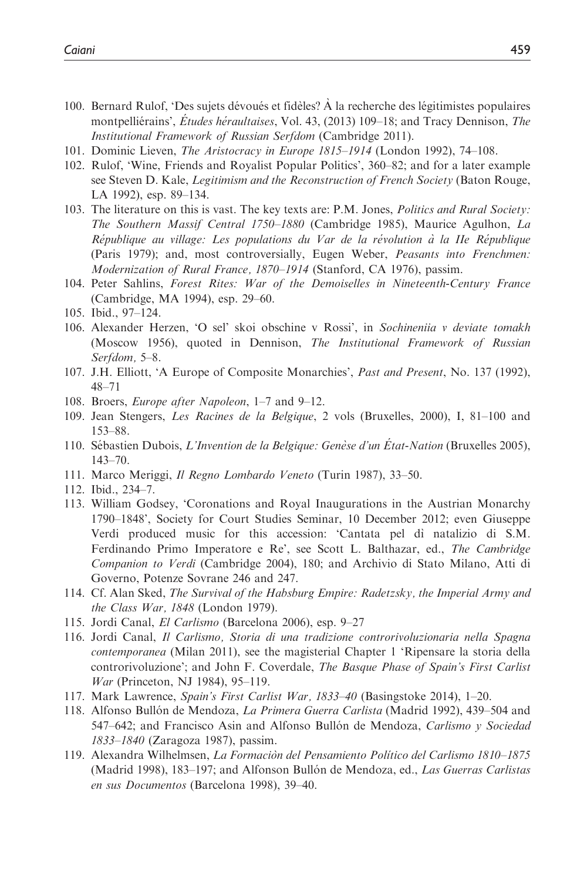100. Bernard Rulof, 'Des sujets dévoués et fidèles? À la recherche des légitimistes populaires montpelliérains', *Études héraultaises*, Vol. 43, (2013) 109–18; and Tracy Dennison, *The Institutional Framework of Russian Serfdom* (Cambridge 2011).
101. Dominic Lieven, *The Aristocracy in Europe 1815–1914* (London 1992), 74–108.
102. Rulof, 'Wine, Friends and Royalist Popular Politics', 360–82; and for a later example see Steven D. Kale, *Legitimism and the Reconstruction of French Society* (Baton Rouge, LA 1992), esp. 89–134.
103. The literature on this is vast. The key texts are: P.M. Jones, *Politics and Rural Society: The Southern Massif Central 1750–1880* (Cambridge 1985), Maurice Agulhon, *La République au village: Les populations du Var de la révolution à la IIe République* (Paris 1979); and, most controversially, Eugen Weber, *Peasants into Frenchmen: Modernization of Rural France, 1870–1914* (Stanford, CA 1976), passim.
104. Peter Sahlins, *Forest Rites: War of the Demoiselles in Nineteenth-Century France* (Cambridge, MA 1994), esp. 29–60.
105. Ibid., 97–124.
106. Alexander Herzen, 'O sel' skoi obschine v Rossi', in *Sochineniia v deviate tomakh* (Moscow 1956), quoted in Dennison, *The Institutional Framework of Russian Serfdom,* 5–8.
107. J.H. Elliott, 'A Europe of Composite Monarchies', *Past and Present*, No. 137 (1992), 48–71
108. Broers, *Europe after Napoleon*, 1–7 and 9–12.
109. Jean Stengers, *Les Racines de la Belgique*, 2 vols (Bruxelles, 2000), I, 81–100 and 153–88.
110. Sébastien Dubois, *L'Invention de la Belgique: Genèse d'un État-Nation* (Bruxelles 2005), 143–70.
111. Marco Meriggi, *Il Regno Lombardo Veneto* (Turin 1987), 33–50.
112. Ibid., 234–7.
113. William Godsey, 'Coronations and Royal Inaugurations in the Austrian Monarchy 1790–1848', Society for Court Studies Seminar, 10 December 2012; even Giuseppe Verdi produced music for this accession: 'Cantata pel dì natalizio di S.M. Ferdinando Primo Imperatore e Re', see Scott L. Balthazar, ed., *The Cambridge Companion to Verdi* (Cambridge 2004), 180; and Archivio di Stato Milano, Atti di Governo, Potenze Sovrane 246 and 247.
114. Cf. Alan Sked, *The Survival of the Habsburg Empire: Radetzsky, the Imperial Army and the Class War, 1848* (London 1979).
115. Jordi Canal, *El Carlismo* (Barcelona 2006), esp. 9–27
116. Jordi Canal, *Il Carlismo, Storia di una tradizione controrivoluzionaria nella Spagna contemporanea* (Milan 2011), see the magisterial Chapter 1 'Ripensare la storia della controrivoluzione'; and John F. Coverdale, *The Basque Phase of Spain's First Carlist War* (Princeton, NJ 1984), 95–119.
117. Mark Lawrence, *Spain's First Carlist War, 1833–40* (Basingstoke 2014), 1–20.
118. Alfonso Bullón de Mendoza, *La Primera Guerra Carlista* (Madrid 1992), 439–504 and 547–642; and Francisco Asin and Alfonso Bullón de Mendoza, *Carlismo y Sociedad 1833–1840* (Zaragoza 1987), passim.
119. Alexandra Wilhelmsen, *La Formaciòn del Pensamiento Político del Carlismo 1810–1875* (Madrid 1998), 183–197; and Alfonson Bullón de Mendoza, ed., *Las Guerras Carlistas en sus Documentos* (Barcelona 1998), 39–40.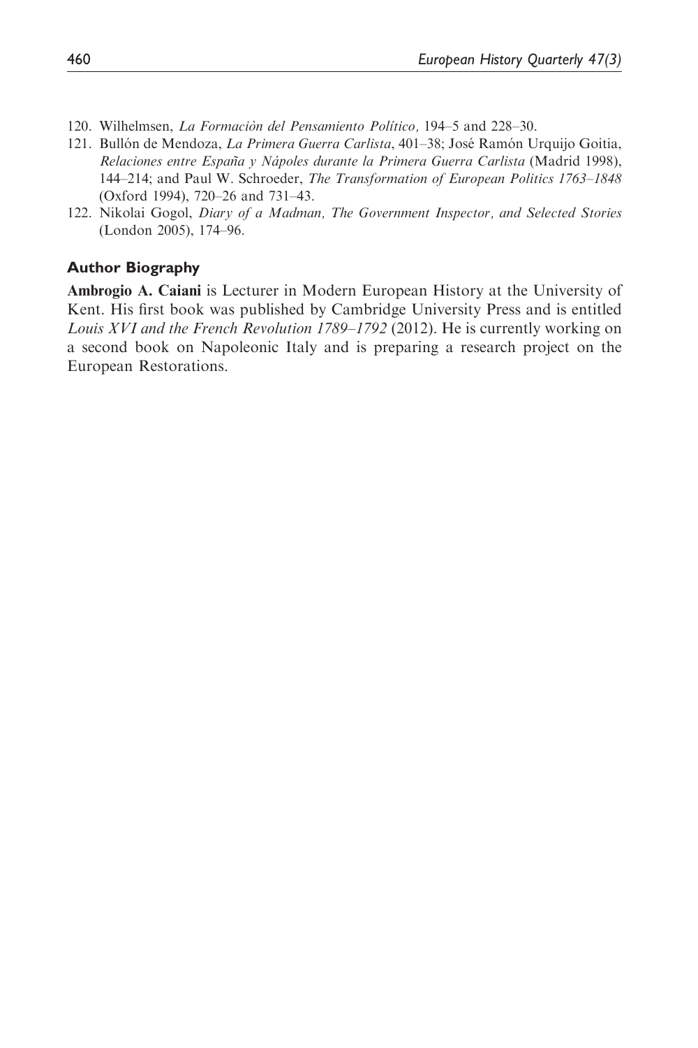120. Wilhelmsen, *La Formaciòn del Pensamiento Político,* 194–5 and 228–30.
121. Bullón de Mendoza, *La Primera Guerra Carlista*, 401–38; José Ramón Urquijo Goitia, *Relaciones entre España y Nápoles durante la Primera Guerra Carlista* (Madrid 1998), 144–214; and Paul W. Schroeder, *The Transformation of European Politics 1763–1848* (Oxford 1994), 720–26 and 731–43.
122. Nikolai Gogol, *Diary of a Madman, The Government Inspector, and Selected Stories* (London 2005), 174–96.

## Author Biography

**Ambrogio A. Caiani** is Lecturer in Modern European History at the University of Kent. His first book was published by Cambridge University Press and is entitled *Louis XVI and the French Revolution 1789–1792* (2012). He is currently working on a second book on Napoleonic Italy and is preparing a research project on the European Restorations.